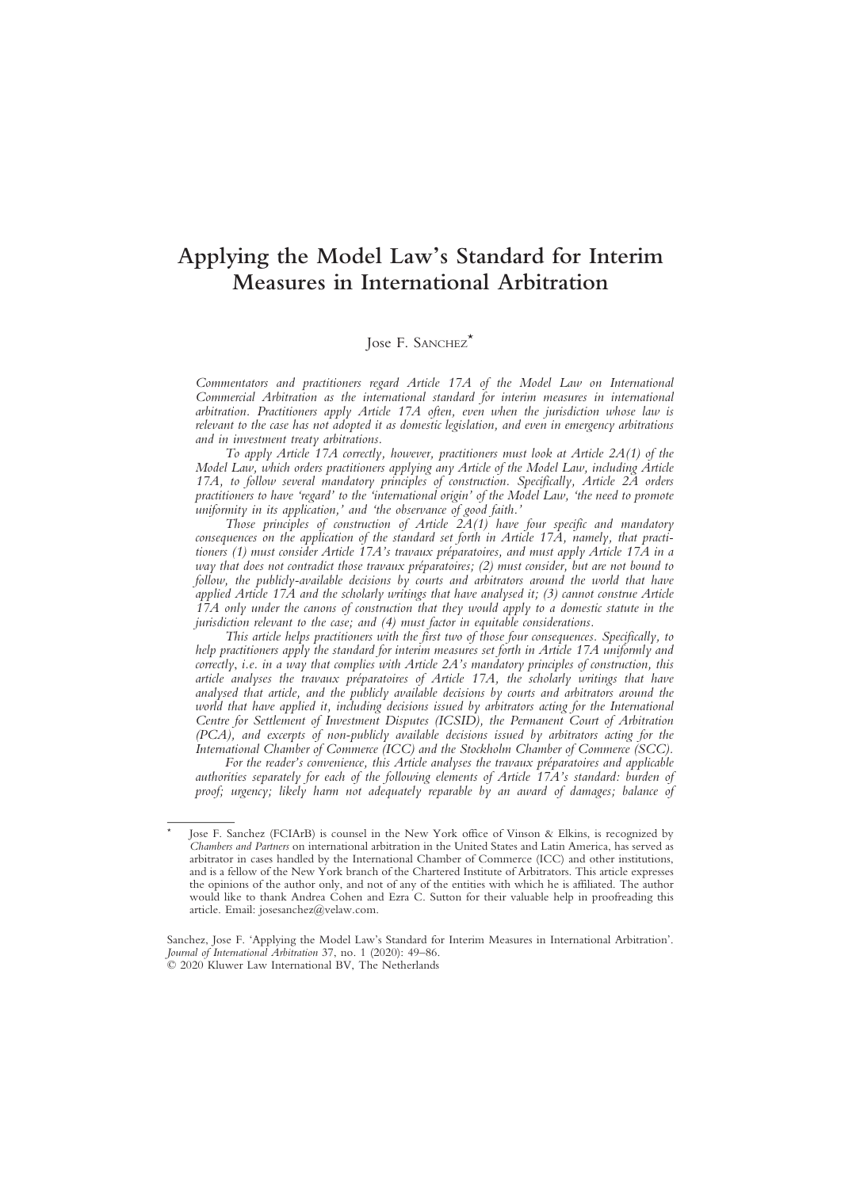# Applying the Model Law's Standard for Interim Measures in International Arbitration

Jose F. SANCHEZ*

*Commentators and practitioners regard Article 17A of the Model Law on International Commercial Arbitration as the international standard for interim measures in international arbitration. Practitioners apply Article 17A often, even when the jurisdiction whose law is relevant to the case has not adopted it as domestic legislation, and even in emergency arbitrations and in investment treaty arbitrations.*

*To apply Article 17A correctly, however, practitioners must look at Article 2A(1) of the Model Law, which orders practitioners applying any Article of the Model Law, including Article 17A, to follow several mandatory principles of construction. Specifically, Article 2A orders practitioners to have 'regard' to the 'international origin' of the Model Law, 'the need to promote uniformity in its application,' and 'the observance of good faith.'*

*Those principles of construction of Article 2A(1) have four specific and mandatory consequences on the application of the standard set forth in Article 17A, namely, that practitioners (1) must consider Article 17A's travaux préparatoires, and must apply Article 17A in a way that does not contradict those travaux préparatoires; (2) must consider, but are not bound to follow, the publicly-available decisions by courts and arbitrators around the world that have applied Article 17A and the scholarly writings that have analysed it; (3) cannot construe Article 17A only under the canons of construction that they would apply to a domestic statute in the jurisdiction relevant to the case; and (4) must factor in equitable considerations.*

*This article helps practitioners with the first two of those four consequences. Specifically, to help practitioners apply the standard for interim measures set forth in Article 17A uniformly and correctly, i.e. in a way that complies with Article 2A's mandatory principles of construction, this article analyses the travaux préparatoires of Article 17A, the scholarly writings that have analysed that article, and the publicly available decisions by courts and arbitrators around the world that have applied it, including decisions issued by arbitrators acting for the International Centre for Settlement of Investment Disputes (ICSID), the Permanent Court of Arbitration (PCA), and excerpts of non-publicly available decisions issued by arbitrators acting for the International Chamber of Commerce (ICC) and the Stockholm Chamber of Commerce (SCC).*

*For the reader's convenience, this Article analyses the travaux préparatoires and applicable authorities separately for each of the following elements of Article 17A's standard: burden of proof; urgency; likely harm not adequately reparable by an award of damages; balance of*

---

\* Jose F. Sanchez (FCIArB) is counsel in the New York office of Vinson & Elkins, is recognized by *Chambers and Partners* on international arbitration in the United States and Latin America, has served as arbitrator in cases handled by the International Chamber of Commerce (ICC) and other institutions, and is a fellow of the New York branch of the Chartered Institute of Arbitrators. This article expresses the opinions of the author only, and not of any of the entities with which he is affiliated. The author would like to thank Andrea Cohen and Ezra C. Sutton for their valuable help in proofreading this article. Email: josesanchez@velaw.com.

Sanchez, Jose F. 'Applying the Model Law's Standard for Interim Measures in International Arbitration'. *Journal of International Arbitration* 37, no. 1 (2020): 49–86.
© 2020 Kluwer Law International BV, The Netherlands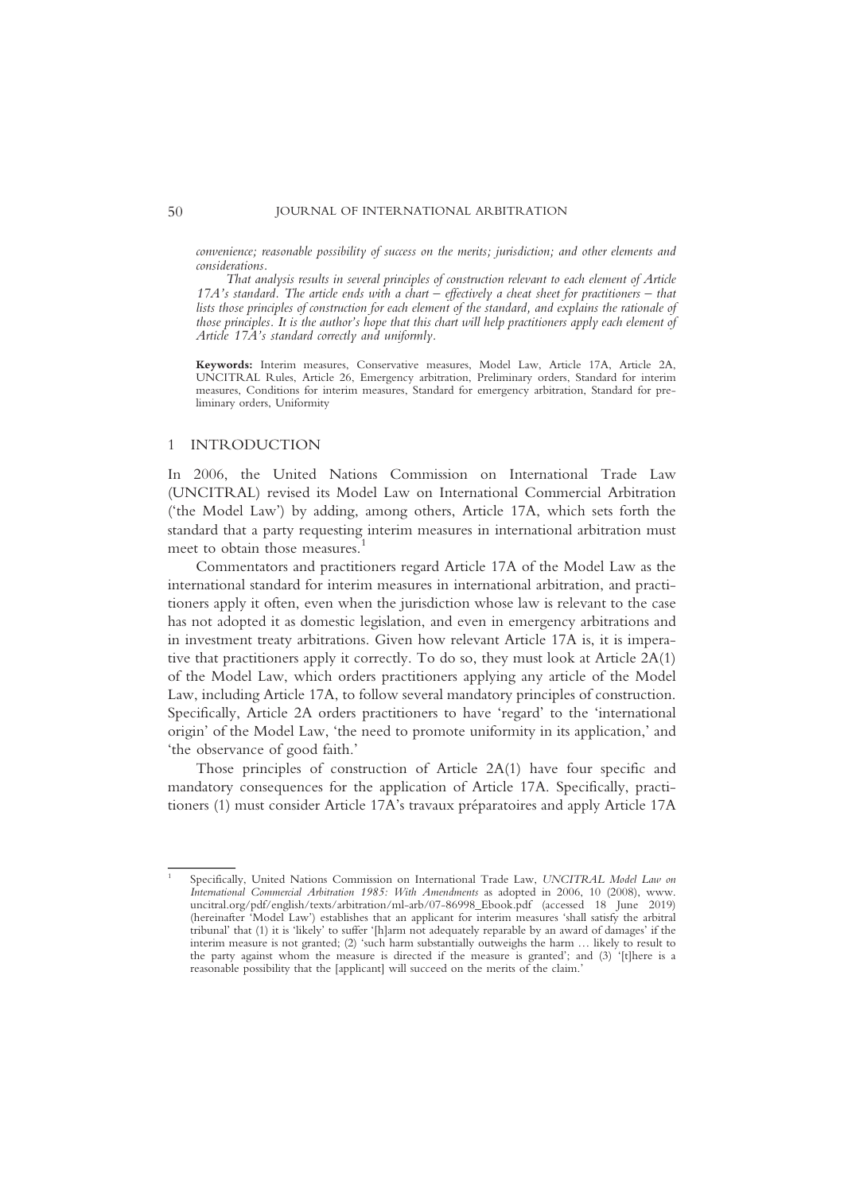*convenience; reasonable possibility of success on the merits; jurisdiction; and other elements and considerations.*

*That analysis results in several principles of construction relevant to each element of Article 17A's standard. The article ends with a chart – effectively a cheat sheet for practitioners – that lists those principles of construction for each element of the standard, and explains the rationale of those principles. It is the author's hope that this chart will help practitioners apply each element of Article 17A's standard correctly and uniformly.*

**Keywords:** Interim measures, Conservative measures, Model Law, Article 17A, Article 2A, UNCITRAL Rules, Article 26, Emergency arbitration, Preliminary orders, Standard for interim measures, Conditions for interim measures, Standard for emergency arbitration, Standard for preliminary orders, Uniformity

## 1 INTRODUCTION

In 2006, the United Nations Commission on International Trade Law (UNCITRAL) revised its Model Law on International Commercial Arbitration ('the Model Law') by adding, among others, Article 17A, which sets forth the standard that a party requesting interim measures in international arbitration must meet to obtain those measures.[1]

Commentators and practitioners regard Article 17A of the Model Law as the international standard for interim measures in international arbitration, and practitioners apply it often, even when the jurisdiction whose law is relevant to the case has not adopted it as domestic legislation, and even in emergency arbitrations and in investment treaty arbitrations. Given how relevant Article 17A is, it is imperative that practitioners apply it correctly. To do so, they must look at Article 2A(1) of the Model Law, which orders practitioners applying any article of the Model Law, including Article 17A, to follow several mandatory principles of construction. Specifically, Article 2A orders practitioners to have 'regard' to the 'international origin' of the Model Law, 'the need to promote uniformity in its application,' and 'the observance of good faith.'

Those principles of construction of Article 2A(1) have four specific and mandatory consequences for the application of Article 17A. Specifically, practitioners (1) must consider Article 17A's travaux préparatoires and apply Article 17A

---

[1] Specifically, United Nations Commission on International Trade Law, *UNCITRAL Model Law on International Commercial Arbitration 1985: With Amendments* as adopted in 2006, 10 (2008), www.uncitral.org/pdf/english/texts/arbitration/ml-arb/07-86998_Ebook.pdf (accessed 18 June 2019) (hereinafter 'Model Law') establishes that an applicant for interim measures 'shall satisfy the arbitral tribunal' that (1) it is 'likely' to suffer '[h]arm not adequately reparable by an award of damages' if the interim measure is not granted; (2) 'such harm substantially outweighs the harm … likely to result to the party against whom the measure is directed if the measure is granted'; and (3) '[t]here is a reasonable possibility that the [applicant] will succeed on the merits of the claim.'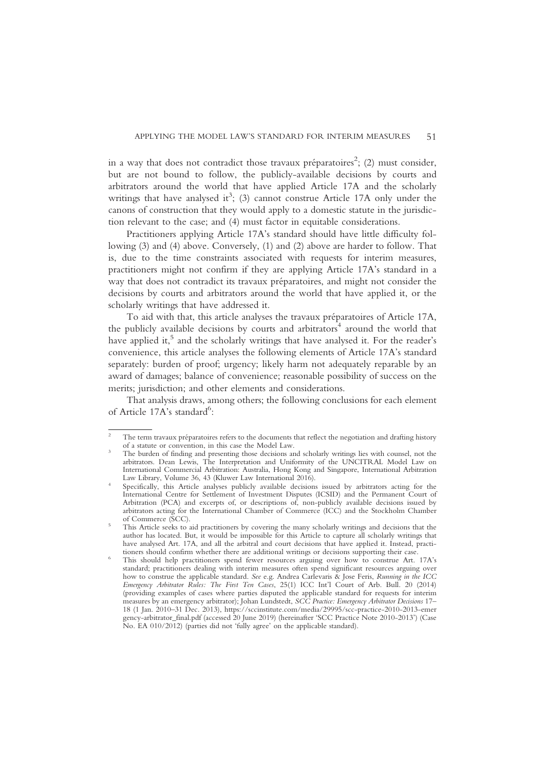in a way that does not contradict those travaux préparatoires[2]; (2) must consider, but are not bound to follow, the publicly-available decisions by courts and arbitrators around the world that have applied Article 17A and the scholarly writings that have analysed it[3]; (3) cannot construe Article 17A only under the canons of construction that they would apply to a domestic statute in the jurisdiction relevant to the case; and (4) must factor in equitable considerations.

Practitioners applying Article 17A's standard should have little difficulty following (3) and (4) above. Conversely, (1) and (2) above are harder to follow. That is, due to the time constraints associated with requests for interim measures, practitioners might not confirm if they are applying Article 17A's standard in a way that does not contradict its travaux préparatoires, and might not consider the decisions by courts and arbitrators around the world that have applied it, or the scholarly writings that have addressed it.

To aid with that, this article analyses the travaux préparatoires of Article 17A, the publicly available decisions by courts and arbitrators[4] around the world that have applied it,[5] and the scholarly writings that have analysed it. For the reader's convenience, this article analyses the following elements of Article 17A's standard separately: burden of proof; urgency; likely harm not adequately reparable by an award of damages; balance of convenience; reasonable possibility of success on the merits; jurisdiction; and other elements and considerations.

That analysis draws, among others; the following conclusions for each element of Article 17A's standard[6]:

---

[2] The term travaux préparatoires refers to the documents that reflect the negotiation and drafting history of a statute or convention, in this case the Model Law.

[3] The burden of finding and presenting those decisions and scholarly writings lies with counsel, not the arbitrators. Dean Lewis, The Interpretation and Uniformity of the UNCITRAL Model Law on International Commercial Arbitration: Australia, Hong Kong and Singapore, International Arbitration Law Library, Volume 36, 43 (Kluwer Law International 2016).

[4] Specifically, this Article analyses publicly available decisions issued by arbitrators acting for the International Centre for Settlement of Investment Disputes (ICSID) and the Permanent Court of Arbitration (PCA) and excerpts of, or descriptions of, non-publicly available decisions issued by arbitrators acting for the International Chamber of Commerce (ICC) and the Stockholm Chamber of Commerce (SCC).

[5] This Article seeks to aid practitioners by covering the many scholarly writings and decisions that the author has located. But, it would be impossible for this Article to capture all scholarly writings that have analysed Art. 17A, and all the arbitral and court decisions that have applied it. Instead, practitioners should confirm whether there are additional writings or decisions supporting their case.

[6] This should help practitioners spend fewer resources arguing over how to construe Art. 17A's standard; practitioners dealing with interim measures often spend significant resources arguing over how to construe the applicable standard. *See* e.g. Andrea Carlevaris & Jose Feris, *Running in the ICC Emergency Arbitrator Rules: The First Ten Cases*, 25(1) ICC Int'l Court of Arb. Bull. 20 (2014) (providing examples of cases where parties disputed the applicable standard for requests for interim measures by an emergency arbitrator); Johan Lundstedt, *SCC Practice: Emergency Arbitrator Decisions* 17–18 (1 Jan. 2010–31 Dec. 2013), https://sccinstitute.com/media/29995/scc-practice-2010-2013-emergency-arbitrator_final.pdf (accessed 20 June 2019) (hereinafter 'SCC Practice Note 2010-2013') (Case No. EA 010/2012) (parties did not 'fully agree' on the applicable standard).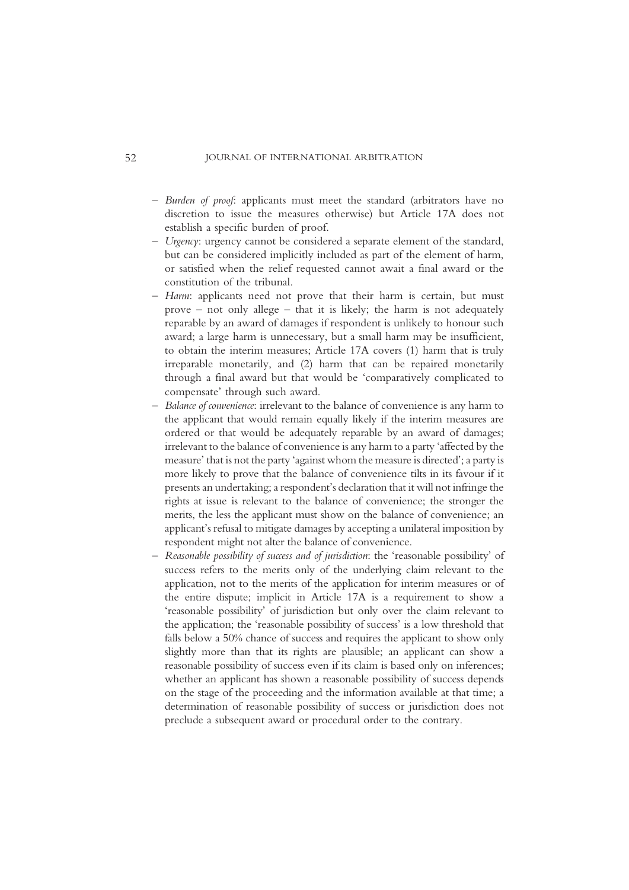- *Burden of proof*: applicants must meet the standard (arbitrators have no discretion to issue the measures otherwise) but Article 17A does not establish a specific burden of proof.
- *Urgency*: urgency cannot be considered a separate element of the standard, but can be considered implicitly included as part of the element of harm, or satisfied when the relief requested cannot await a final award or the constitution of the tribunal.
- *Harm*: applicants need not prove that their harm is certain, but must prove – not only allege – that it is likely; the harm is not adequately reparable by an award of damages if respondent is unlikely to honour such award; a large harm is unnecessary, but a small harm may be insufficient, to obtain the interim measures; Article 17A covers (1) harm that is truly irreparable monetarily, and (2) harm that can be repaired monetarily through a final award but that would be 'comparatively complicated to compensate' through such award.
- *Balance of convenience*: irrelevant to the balance of convenience is any harm to the applicant that would remain equally likely if the interim measures are ordered or that would be adequately reparable by an award of damages; irrelevant to the balance of convenience is any harm to a party 'affected by the measure' that is not the party 'against whom the measure is directed'; a party is more likely to prove that the balance of convenience tilts in its favour if it presents an undertaking; a respondent's declaration that it will not infringe the rights at issue is relevant to the balance of convenience; the stronger the merits, the less the applicant must show on the balance of convenience; an applicant's refusal to mitigate damages by accepting a unilateral imposition by respondent might not alter the balance of convenience.
- *Reasonable possibility of success and of jurisdiction*: the 'reasonable possibility' of success refers to the merits only of the underlying claim relevant to the application, not to the merits of the application for interim measures or of the entire dispute; implicit in Article 17A is a requirement to show a 'reasonable possibility' of jurisdiction but only over the claim relevant to the application; the 'reasonable possibility of success' is a low threshold that falls below a 50% chance of success and requires the applicant to show only slightly more than that its rights are plausible; an applicant can show a reasonable possibility of success even if its claim is based only on inferences; whether an applicant has shown a reasonable possibility of success depends on the stage of the proceeding and the information available at that time; a determination of reasonable possibility of success or jurisdiction does not preclude a subsequent award or procedural order to the contrary.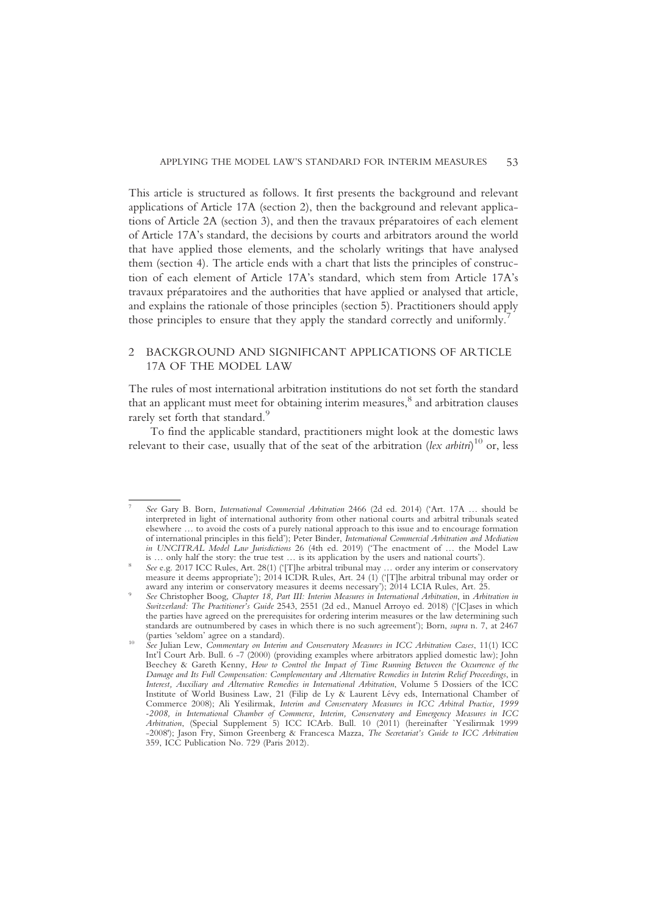This article is structured as follows. It first presents the background and relevant applications of Article 17A (section 2), then the background and relevant applications of Article 2A (section 3), and then the travaux préparatoires of each element of Article 17A's standard, the decisions by courts and arbitrators around the world that have applied those elements, and the scholarly writings that have analysed them (section 4). The article ends with a chart that lists the principles of construction of each element of Article 17A's standard, which stem from Article 17A's travaux préparatoires and the authorities that have applied or analysed that article, and explains the rationale of those principles (section 5). Practitioners should apply those principles to ensure that they apply the standard correctly and uniformly.[7]

## 2 BACKGROUND AND SIGNIFICANT APPLICATIONS OF ARTICLE 17A OF THE MODEL LAW

The rules of most international arbitration institutions do not set forth the standard that an applicant must meet for obtaining interim measures,[8] and arbitration clauses rarely set forth that standard.[9]

To find the applicable standard, practitioners might look at the domestic laws relevant to their case, usually that of the seat of the arbitration (*lex arbitri*)[10] or, less

---

[7] *See* Gary B. Born, *International Commercial Arbitration* 2466 (2d ed. 2014) ('Art. 17A … should be interpreted in light of international authority from other national courts and arbitral tribunals seated elsewhere … to avoid the costs of a purely national approach to this issue and to encourage formation of international principles in this field'); Peter Binder, *International Commercial Arbitration and Mediation in UNCITRAL Model Law Jurisdictions* 26 (4th ed. 2019) ('The enactment of … the Model Law is … only half the story: the true test … is its application by the users and national courts').

[8] *See* e.g. 2017 ICC Rules, Art. 28(1) ('[T]he arbitral tribunal may … order any interim or conservatory measure it deems appropriate'); 2014 ICDR Rules, Art. 24 (1) ('[T]he arbitral tribunal may order or award any interim or conservatory measures it deems necessary'); 2014 LCIA Rules, Art. 25.

[9] *See* Christopher Boog, *Chapter 18, Part III: Interim Measures in International Arbitration*, in *Arbitration in Switzerland: The Practitioner's Guide* 2543, 2551 (2d ed., Manuel Arroyo ed. 2018) ('[C]ases in which the parties have agreed on the prerequisites for ordering interim measures or the law determining such standards are outnumbered by cases in which there is no such agreement'); Born, *supra* n. 7, at 2467 (parties 'seldom' agree on a standard).

[10] *See* Julian Lew, *Commentary on Interim and Conservatory Measures in ICC Arbitration Cases*, 11(1) ICC Int'l Court Arb. Bull. 6 -7 (2000) (providing examples where arbitrators applied domestic law); John Beechey & Gareth Kenny, *How to Control the Impact of Time Running Between the Occurrence of the Damage and Its Full Compensation: Complementary and Alternative Remedies in Interim Relief Proceedings*, in *Interest, Auxiliary and Alternative Remedies in International Arbitration*, Volume 5 Dossiers of the ICC Institute of World Business Law, 21 (Filip de Ly & Laurent Lévy eds, International Chamber of Commerce 2008); Ali Yesilirmak, *Interim and Conservatory Measures in ICC Arbitral Practice, 1999 -2008, in International Chamber of Commerce, Interim, Conservatory and Emergency Measures in ICC Arbitration*, (Special Supplement 5) ICC ICArb. Bull. 10 (2011) (hereinafter `Yesilirmak 1999 -2008'); Jason Fry, Simon Greenberg & Francesca Mazza, *The Secretariat's Guide to ICC Arbitration* 359, ICC Publication No. 729 (Paris 2012).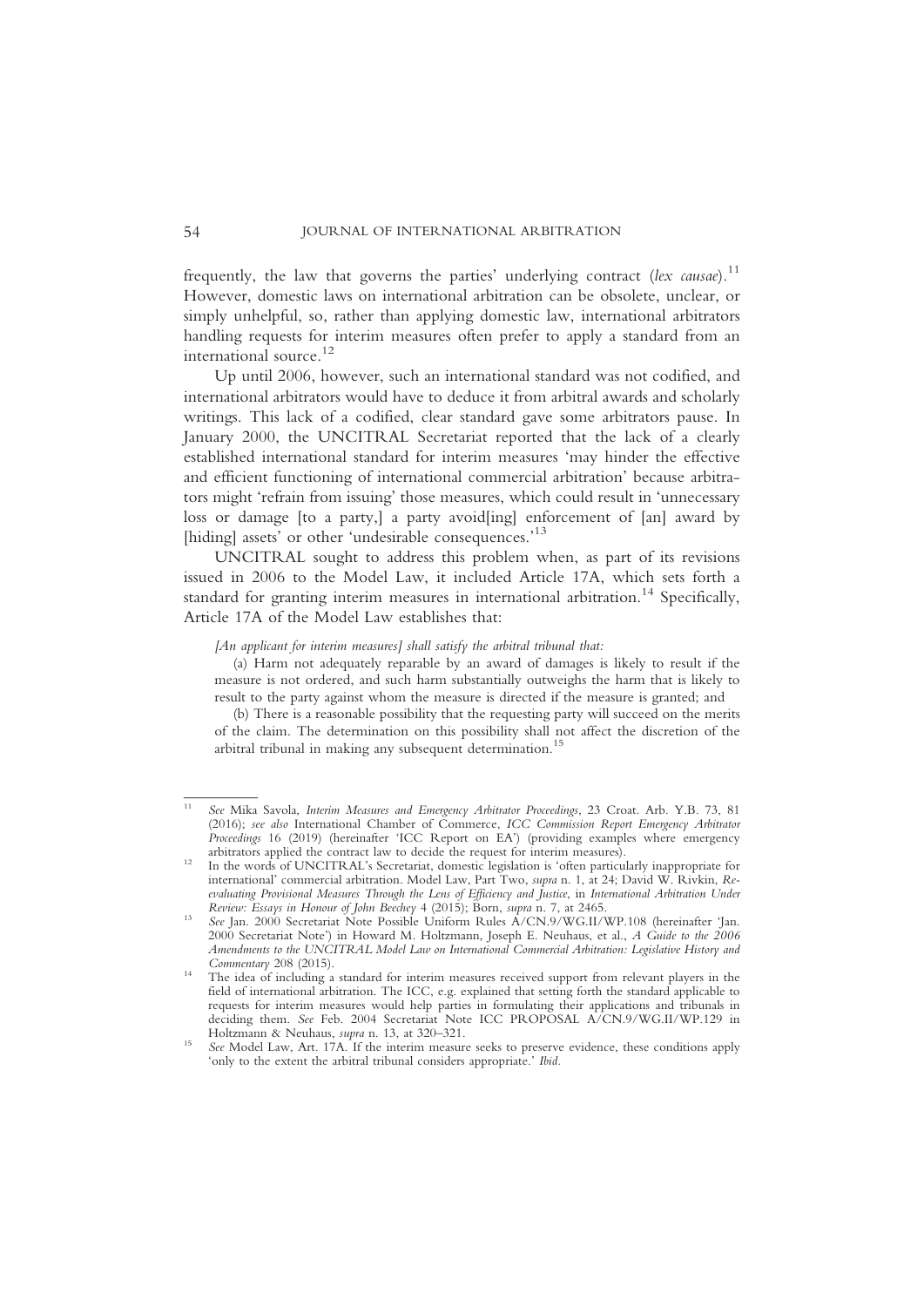frequently, the law that governs the parties' underlying contract (*lex causae*).[11] However, domestic laws on international arbitration can be obsolete, unclear, or simply unhelpful, so, rather than applying domestic law, international arbitrators handling requests for interim measures often prefer to apply a standard from an international source.[12]

Up until 2006, however, such an international standard was not codified, and international arbitrators would have to deduce it from arbitral awards and scholarly writings. This lack of a codified, clear standard gave some arbitrators pause. In January 2000, the UNCITRAL Secretariat reported that the lack of a clearly established international standard for interim measures 'may hinder the effective and efficient functioning of international commercial arbitration' because arbitrators might 'refrain from issuing' those measures, which could result in 'unnecessary loss or damage [to a party,] a party avoid[ing] enforcement of [an] award by [hiding] assets' or other 'undesirable consequences.'[13]

UNCITRAL sought to address this problem when, as part of its revisions issued in 2006 to the Model Law, it included Article 17A, which sets forth a standard for granting interim measures in international arbitration.[14] Specifically, Article 17A of the Model Law establishes that:

> *[An applicant for interim measures] shall satisfy the arbitral tribunal that:*
>
> (a) Harm not adequately reparable by an award of damages is likely to result if the measure is not ordered, and such harm substantially outweighs the harm that is likely to result to the party against whom the measure is directed if the measure is granted; and
>
> (b) There is a reasonable possibility that the requesting party will succeed on the merits of the claim. The determination on this possibility shall not affect the discretion of the arbitral tribunal in making any subsequent determination.[15]

---

[11] *See* Mika Savola, *Interim Measures and Emergency Arbitrator Proceedings*, 23 Croat. Arb. Y.B. 73, 81 (2016); *see also* International Chamber of Commerce, *ICC Commission Report Emergency Arbitrator Proceedings* 16 (2019) (hereinafter 'ICC Report on EA') (providing examples where emergency arbitrators applied the contract law to decide the request for interim measures).

[12] In the words of UNCITRAL's Secretariat, domestic legislation is 'often particularly inappropriate for international' commercial arbitration. Model Law, Part Two, *supra* n. 1, at 24; David W. Rivkin, *Re-evaluating Provisional Measures Through the Lens of Efficiency and Justice*, in *International Arbitration Under Review: Essays in Honour of John Beechey* 4 (2015); Born, *supra* n. 7, at 2465.

[13] *See* Jan. 2000 Secretariat Note Possible Uniform Rules A/CN.9/WG.II/WP.108 (hereinafter 'Jan. 2000 Secretariat Note') in Howard M. Holtzmann, Joseph E. Neuhaus, et al., *A Guide to the 2006 Amendments to the UNCITRAL Model Law on International Commercial Arbitration: Legislative History and Commentary* 208 (2015).

[14] The idea of including a standard for interim measures received support from relevant players in the field of international arbitration. The ICC, e.g. explained that setting forth the standard applicable to requests for interim measures would help parties in formulating their applications and tribunals in deciding them. *See* Feb. 2004 Secretariat Note ICC PROPOSAL A/CN.9/WG.II/WP.129 in Holtzmann & Neuhaus, *supra* n. 13, at 320–321.

[15] *See* Model Law, Art. 17A. If the interim measure seeks to preserve evidence, these conditions apply 'only to the extent the arbitral tribunal considers appropriate.' *Ibid*.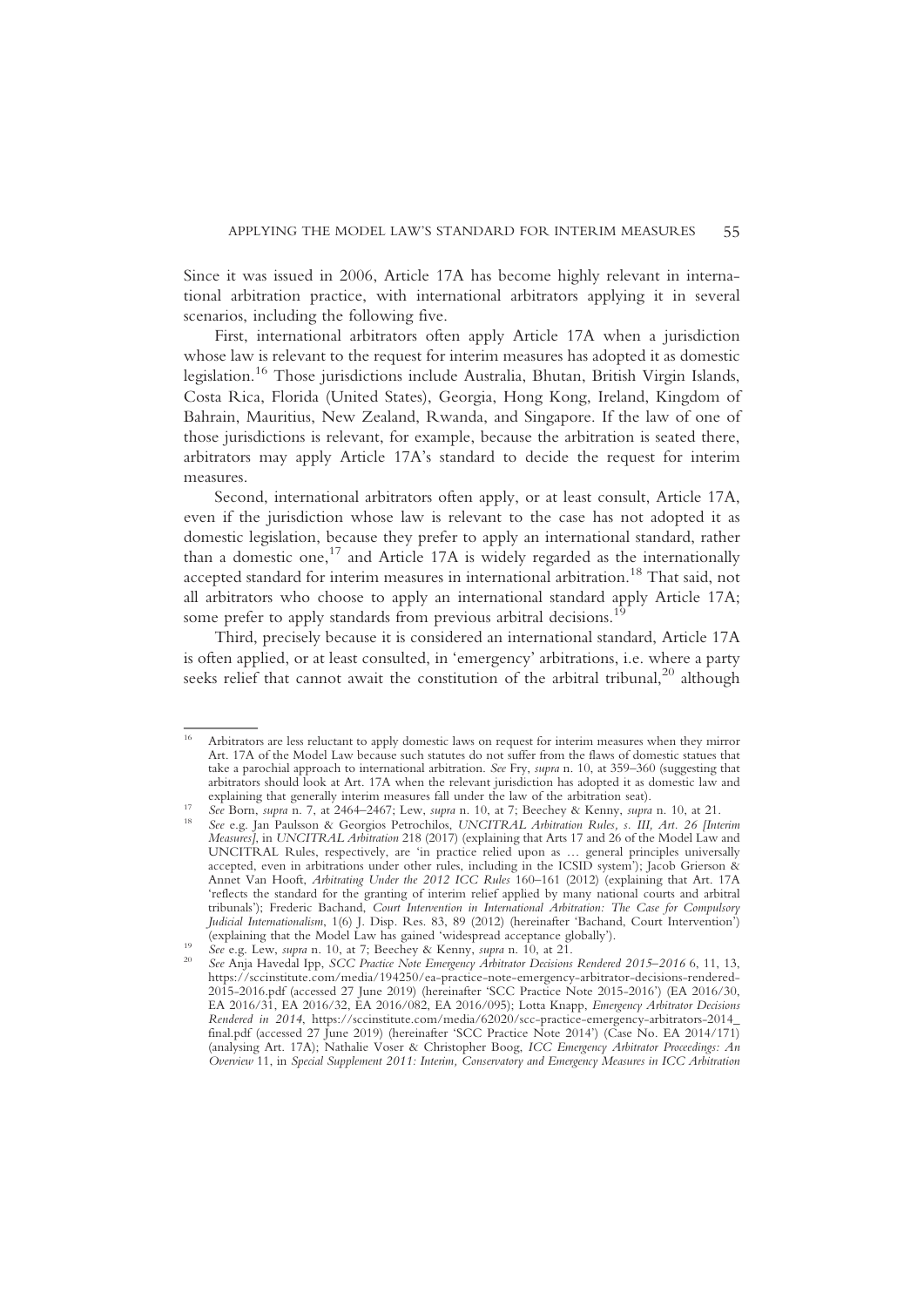Since it was issued in 2006, Article 17A has become highly relevant in international arbitration practice, with international arbitrators applying it in several scenarios, including the following five.

First, international arbitrators often apply Article 17A when a jurisdiction whose law is relevant to the request for interim measures has adopted it as domestic legislation.[16] Those jurisdictions include Australia, Bhutan, British Virgin Islands, Costa Rica, Florida (United States), Georgia, Hong Kong, Ireland, Kingdom of Bahrain, Mauritius, New Zealand, Rwanda, and Singapore. If the law of one of those jurisdictions is relevant, for example, because the arbitration is seated there, arbitrators may apply Article 17A's standard to decide the request for interim measures.

Second, international arbitrators often apply, or at least consult, Article 17A, even if the jurisdiction whose law is relevant to the case has not adopted it as domestic legislation, because they prefer to apply an international standard, rather than a domestic one,[17] and Article 17A is widely regarded as the internationally accepted standard for interim measures in international arbitration.[18] That said, not all arbitrators who choose to apply an international standard apply Article 17A; some prefer to apply standards from previous arbitral decisions.[19]

Third, precisely because it is considered an international standard, Article 17A is often applied, or at least consulted, in 'emergency' arbitrations, i.e. where a party seeks relief that cannot await the constitution of the arbitral tribunal,[20] although

---

[16] Arbitrators are less reluctant to apply domestic laws on request for interim measures when they mirror Art. 17A of the Model Law because such statutes do not suffer from the flaws of domestic statues that take a parochial approach to international arbitration. *See* Fry, *supra* n. 10, at 359–360 (suggesting that arbitrators should look at Art. 17A when the relevant jurisdiction has adopted it as domestic law and explaining that generally interim measures fall under the law of the arbitration seat).

[17] *See* Born, *supra* n. 7, at 2464–2467; Lew, *supra* n. 10, at 7; Beechey & Kenny, *supra* n. 10, at 21.

[18] *See* e.g. Jan Paulsson & Georgios Petrochilos, *UNCITRAL Arbitration Rules, s. III, Art. 26 [Interim Measures]*, in *UNCITRAL Arbitration* 218 (2017) (explaining that Arts 17 and 26 of the Model Law and UNCITRAL Rules, respectively, are 'in practice relied upon as … general principles universally accepted, even in arbitrations under other rules, including in the ICSID system'); Jacob Grierson & Annet Van Hooft, *Arbitrating Under the 2012 ICC Rules* 160–161 (2012) (explaining that Art. 17A 'reflects the standard for the granting of interim relief applied by many national courts and arbitral tribunals'); Frederic Bachand, *Court Intervention in International Arbitration: The Case for Compulsory Judicial Internationalism*, 1(6) J. Disp. Res. 83, 89 (2012) (hereinafter 'Bachand, Court Intervention') (explaining that the Model Law has gained 'widespread acceptance globally').

[19] *See* e.g. Lew, *supra* n. 10, at 7; Beechey & Kenny, *supra* n. 10, at 21.

[20] *See* Anja Havedal Ipp, *SCC Practice Note Emergency Arbitrator Decisions Rendered 2015–2016* 6, 11, 13, https://sccinstitute.com/media/194250/ea-practice-note-emergency-arbitrator-decisions-rendered-2015-2016.pdf (accessed 27 June 2019) (hereinafter 'SCC Practice Note 2015-2016') (EA 2016/30, EA 2016/31, EA 2016/32, EA 2016/082, EA 2016/095); Lotta Knapp, *Emergency Arbitrator Decisions Rendered in 2014*, https://sccinstitute.com/media/62020/scc-practice-emergency-arbitrators-2014_final.pdf (accessed 27 June 2019) (hereinafter 'SCC Practice Note 2014') (Case No. EA 2014/171) (analysing Art. 17A); Nathalie Voser & Christopher Boog, *ICC Emergency Arbitrator Proceedings: An Overview* 11, in *Special Supplement 2011: Interim, Conservatory and Emergency Measures in ICC Arbitration*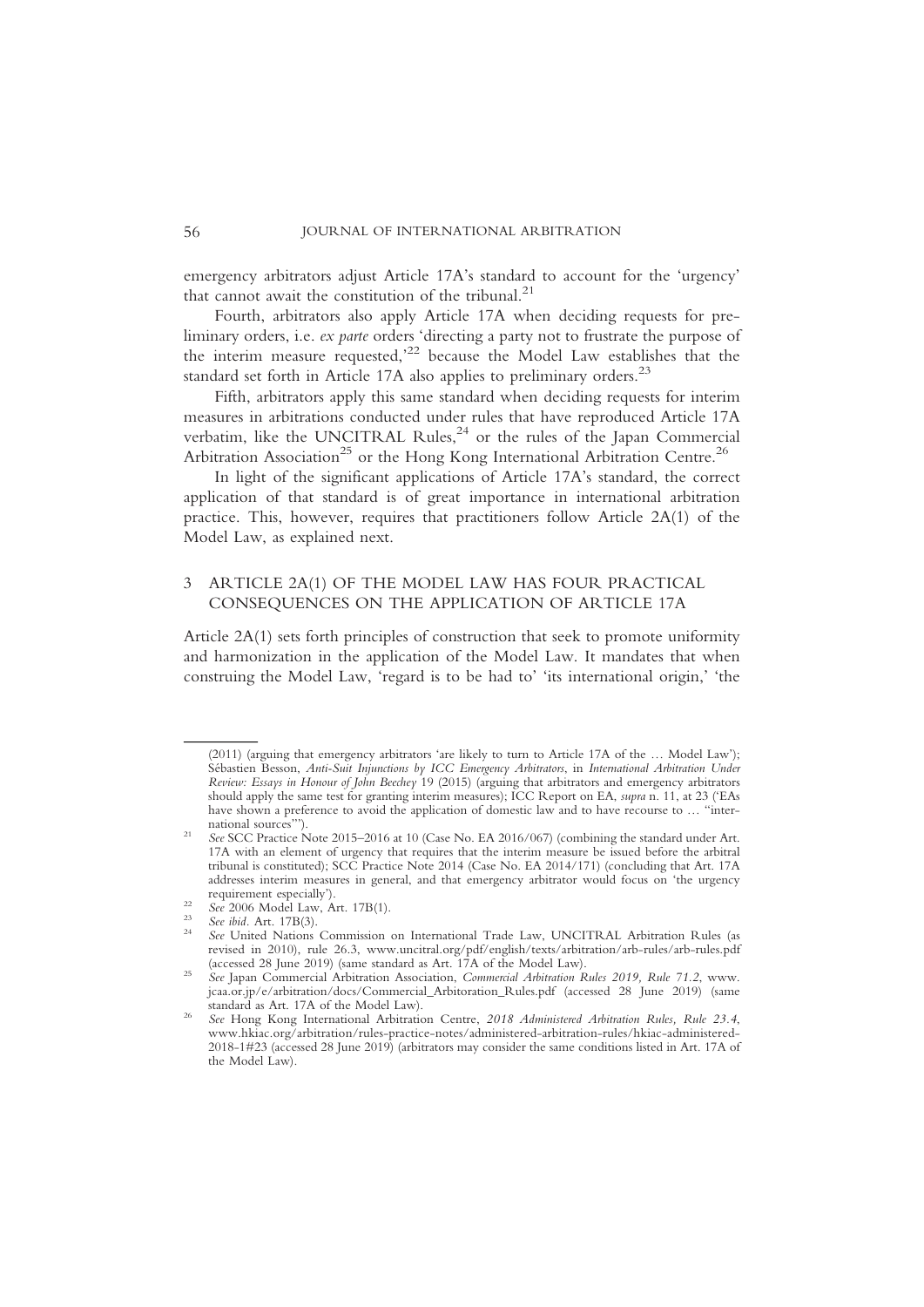emergency arbitrators adjust Article 17A's standard to account for the 'urgency' that cannot await the constitution of the tribunal.[21]

Fourth, arbitrators also apply Article 17A when deciding requests for preliminary orders, i.e. *ex parte* orders 'directing a party not to frustrate the purpose of the interim measure requested,'[22] because the Model Law establishes that the standard set forth in Article 17A also applies to preliminary orders.[23]

Fifth, arbitrators apply this same standard when deciding requests for interim measures in arbitrations conducted under rules that have reproduced Article 17A verbatim, like the UNCITRAL Rules,[24] or the rules of the Japan Commercial Arbitration Association[25] or the Hong Kong International Arbitration Centre.[26]

In light of the significant applications of Article 17A's standard, the correct application of that standard is of great importance in international arbitration practice. This, however, requires that practitioners follow Article 2A(1) of the Model Law, as explained next.

## 3 ARTICLE 2A(1) OF THE MODEL LAW HAS FOUR PRACTICAL CONSEQUENCES ON THE APPLICATION OF ARTICLE 17A

Article 2A(1) sets forth principles of construction that seek to promote uniformity and harmonization in the application of the Model Law. It mandates that when construing the Model Law, 'regard is to be had to' 'its international origin,' 'the

---

(2011) (arguing that emergency arbitrators 'are likely to turn to Article 17A of the … Model Law'); Sébastien Besson, *Anti-Suit Injunctions by ICC Emergency Arbitrators*, in *International Arbitration Under Review: Essays in Honour of John Beechey* 19 (2015) (arguing that arbitrators and emergency arbitrators should apply the same test for granting interim measures); ICC Report on EA, *supra* n. 11, at 23 ('EAs have shown a preference to avoid the application of domestic law and to have recourse to … "international sources"').

[21] *See* SCC Practice Note 2015–2016 at 10 (Case No. EA 2016/067) (combining the standard under Art. 17A with an element of urgency that requires that the interim measure be issued before the arbitral tribunal is constituted); SCC Practice Note 2014 (Case No. EA 2014/171) (concluding that Art. 17A addresses interim measures in general, and that emergency arbitrator would focus on 'the urgency requirement especially').

[22] *See* 2006 Model Law, Art. 17B(1).

[23] *See ibid*. Art. 17B(3).

[24] *See* United Nations Commission on International Trade Law, UNCITRAL Arbitration Rules (as revised in 2010), rule 26.3, www.uncitral.org/pdf/english/texts/arbitration/arb-rules/arb-rules.pdf (accessed 28 June 2019) (same standard as Art. 17A of the Model Law).

[25] *See* Japan Commercial Arbitration Association, *Commercial Arbitration Rules 2019, Rule 71.2*, www.jcaa.or.jp/e/arbitration/docs/Commercial_Arbitoration_Rules.pdf (accessed 28 June 2019) (same standard as Art. 17A of the Model Law).

[26] *See* Hong Kong International Arbitration Centre, *2018 Administered Arbitration Rules, Rule 23.4*, www.hkiac.org/arbitration/rules-practice-notes/administered-arbitration-rules/hkiac-administered-2018-1#23 (accessed 28 June 2019) (arbitrators may consider the same conditions listed in Art. 17A of the Model Law).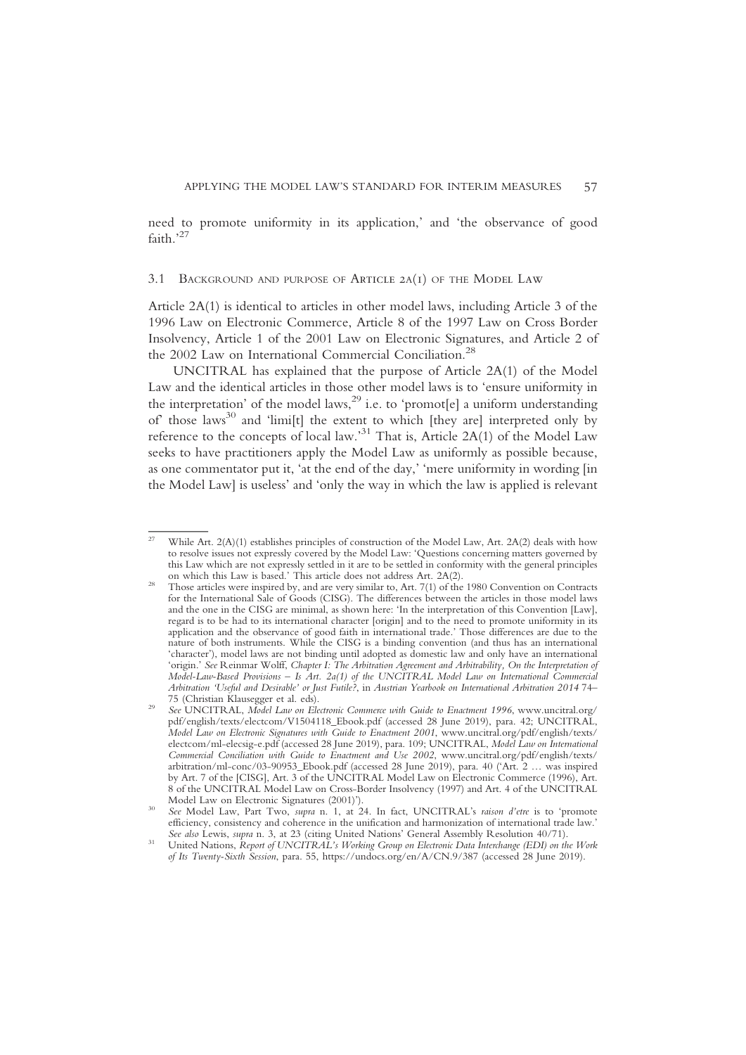need to promote uniformity in its application,' and 'the observance of good faith.'[27]

### 3.1 Background and purpose of Article 2A(1) of the Model Law

Article 2A(1) is identical to articles in other model laws, including Article 3 of the 1996 Law on Electronic Commerce, Article 8 of the 1997 Law on Cross Border Insolvency, Article 1 of the 2001 Law on Electronic Signatures, and Article 2 of the 2002 Law on International Commercial Conciliation.[28]

UNCITRAL has explained that the purpose of Article 2A(1) of the Model Law and the identical articles in those other model laws is to 'ensure uniformity in the interpretation' of the model laws,[29] i.e. to 'promot[e] a uniform understanding of' those laws[30] and 'limi[t] the extent to which [they are] interpreted only by reference to the concepts of local law.'[31] That is, Article 2A(1) of the Model Law seeks to have practitioners apply the Model Law as uniformly as possible because, as one commentator put it, 'at the end of the day,' 'mere uniformity in wording [in the Model Law] is useless' and 'only the way in which the law is applied is relevant

---

[27] While Art. 2(A)(1) establishes principles of construction of the Model Law, Art. 2A(2) deals with how to resolve issues not expressly covered by the Model Law: 'Questions concerning matters governed by this Law which are not expressly settled in it are to be settled in conformity with the general principles on which this Law is based.' This article does not address Art. 2A(2).

[28] Those articles were inspired by, and are very similar to, Art. 7(1) of the 1980 Convention on Contracts for the International Sale of Goods (CISG). The differences between the articles in those model laws and the one in the CISG are minimal, as shown here: 'In the interpretation of this Convention [Law], regard is to be had to its international character [origin] and to the need to promote uniformity in its application and the observance of good faith in international trade.' Those differences are due to the nature of both instruments. While the CISG is a binding convention (and thus has an international 'character'), model laws are not binding until adopted as domestic law and only have an international 'origin.' *See* Reinmar Wolff, *Chapter I: The Arbitration Agreement and Arbitrability, On the Interpretation of Model-Law-Based Provisions – Is Art. 2a(1) of the UNCITRAL Model Law on International Commercial Arbitration 'Useful and Desirable' or Just Futile?*, in *Austrian Yearbook on International Arbitration 2014* 74–75 (Christian Klausegger et al. eds).

[29] *See* UNCITRAL, *Model Law on Electronic Commerce with Guide to Enactment 1996*, www.uncitral.org/pdf/english/texts/electcom/V1504118_Ebook.pdf (accessed 28 June 2019), para. 42; UNCITRAL, *Model Law on Electronic Signatures with Guide to Enactment 2001*, www.uncitral.org/pdf/english/texts/electcom/ml-elecsig-e.pdf (accessed 28 June 2019), para. 109; UNCITRAL, *Model Law on International Commercial Conciliation with Guide to Enactment and Use 2002*, www.uncitral.org/pdf/english/texts/arbitration/ml-conc/03-90953_Ebook.pdf (accessed 28 June 2019), para. 40 ('Art. 2 … was inspired by Art. 7 of the [CISG], Art. 3 of the UNCITRAL Model Law on Electronic Commerce (1996), Art. 8 of the UNCITRAL Model Law on Cross-Border Insolvency (1997) and Art. 4 of the UNCITRAL Model Law on Electronic Signatures (2001)').

[30] *See* Model Law, Part Two, *supra* n. 1, at 24. In fact, UNCITRAL's *raison d'etre* is to 'promote efficiency, consistency and coherence in the unification and harmonization of international trade law.' *See also* Lewis, *supra* n. 3, at 23 (citing United Nations' General Assembly Resolution 40/71).

[31] United Nations, *Report of UNCITRAL's Working Group on Electronic Data Interchange (EDI) on the Work of Its Twenty-Sixth Session*, para. 55, https://undocs.org/en/A/CN.9/387 (accessed 28 June 2019).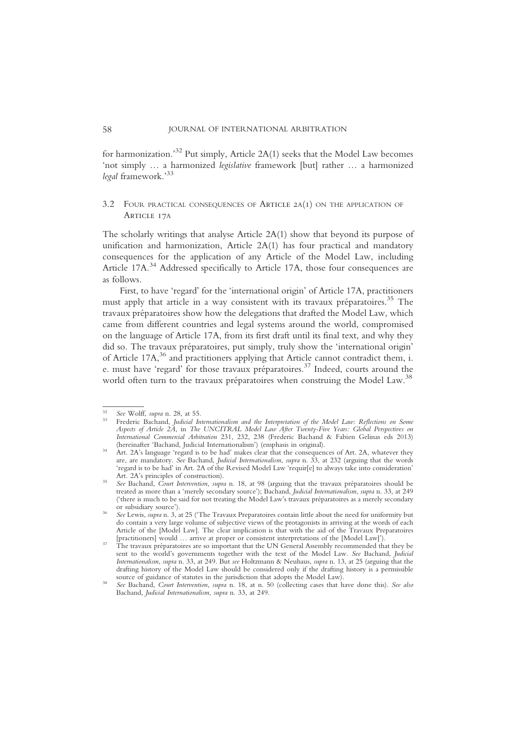for harmonization.'[32] Put simply, Article 2A(1) seeks that the Model Law becomes 'not simply … a harmonized *legislative* framework [but] rather … a harmonized *legal* framework.'[33]

### 3.2 Four practical consequences of Article 2A(1) on the application of Article 17A

The scholarly writings that analyse Article 2A(1) show that beyond its purpose of unification and harmonization, Article 2A(1) has four practical and mandatory consequences for the application of any Article of the Model Law, including Article 17A.[34] Addressed specifically to Article 17A, those four consequences are as follows.

First, to have 'regard' for the 'international origin' of Article 17A, practitioners must apply that article in a way consistent with its travaux préparatoires.[35] The travaux préparatoires show how the delegations that drafted the Model Law, which came from different countries and legal systems around the world, compromised on the language of Article 17A, from its first draft until its final text, and why they did so. The travaux préparatoires, put simply, truly show the 'international origin' of Article 17A,[36] and practitioners applying that Article cannot contradict them, i.e. must have 'regard' for those travaux préparatoires.[37] Indeed, courts around the world often turn to the travaux préparatoires when construing the Model Law.[38]

---

[32] *See* Wolff, *supra* n. 28, at 55.

[33] Frederic Bachand, *Judicial Internationalism and the Interpretation of the Model Law: Reflections on Some Aspects of Article 2A*, in *The UNCITRAL Model Law After Twenty-Five Years: Global Perspectives on International Commercial Arbitration* 231, 232, 238 (Frederic Bachand & Fabien Gelinas eds 2013) (hereinafter 'Bachand, Judicial Internationalism') (emphasis in original).

[34] Art. 2A's language 'regard is to be had' makes clear that the consequences of Art. 2A, whatever they are, are mandatory. *See* Bachand, *Judicial Internationalism*, *supra* n. 33, at 232 (arguing that the words 'regard is to be had' in Art. 2A of the Revised Model Law 'requir[e] to always take into consideration' Art. 2A's principles of construction).

[35] *See* Bachand, *Court Intervention*, *supra* n. 18, at 98 (arguing that the travaux préparatoires should be treated as more than a 'merely secondary source'); Bachand, *Judicial Internationalism*, *supra* n. 33, at 249 ('there is much to be said for not treating the Model Law's travaux préparatoires as a merely secondary or subsidiary source').

[36] *See* Lewis, *supra* n. 3, at 25 ('The Travaux Preparatoires contain little about the need for uniformity but do contain a very large volume of subjective views of the protagonists in arriving at the words of each Article of the [Model Law]. The clear implication is that with the aid of the Travaux Preparatoires [practitioners] would … arrive at proper or consistent interpretations of the [Model Law]').

[37] The travaux préparatoires are so important that the UN General Assembly recommended that they be sent to the world's governments together with the text of the Model Law. *See* Bachand, *Judicial Internationalism*, *supra* n. 33, at 249. But *see* Holtzmann & Neuhaus, *supra* n. 13, at 25 (arguing that the drafting history of the Model Law should be considered only if the drafting history is a permissible source of guidance of statutes in the jurisdiction that adopts the Model Law).

[38] *See* Bachand, *Court Intervention*, *supra* n. 18, at n. 50 (collecting cases that have done this). *See also* Bachand, *Judicial Internationalism*, *supra* n. 33, at 249.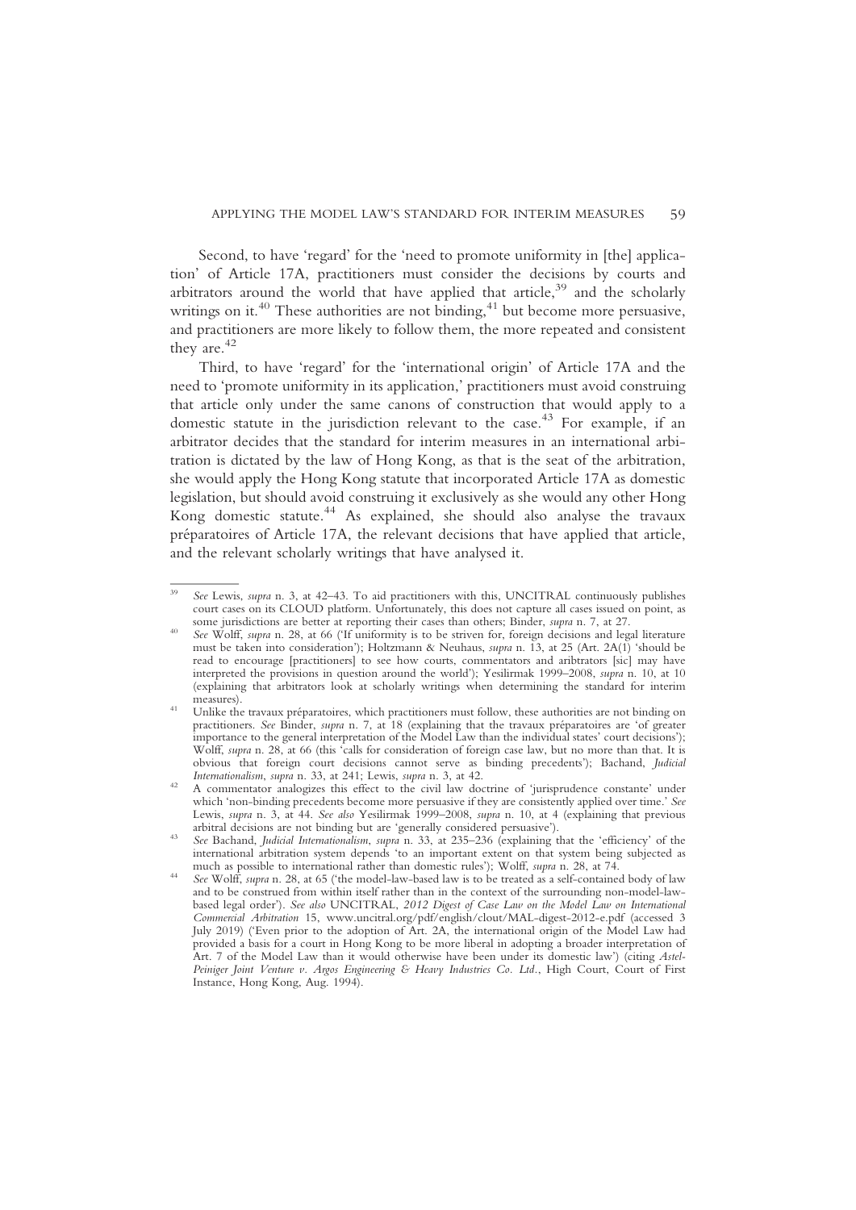Second, to have 'regard' for the 'need to promote uniformity in [the] application' of Article 17A, practitioners must consider the decisions by courts and arbitrators around the world that have applied that article,[39] and the scholarly writings on it.[40] These authorities are not binding,[41] but become more persuasive, and practitioners are more likely to follow them, the more repeated and consistent they are.[42]

Third, to have 'regard' for the 'international origin' of Article 17A and the need to 'promote uniformity in its application,' practitioners must avoid construing that article only under the same canons of construction that would apply to a domestic statute in the jurisdiction relevant to the case.[43] For example, if an arbitrator decides that the standard for interim measures in an international arbitration is dictated by the law of Hong Kong, as that is the seat of the arbitration, she would apply the Hong Kong statute that incorporated Article 17A as domestic legislation, but should avoid construing it exclusively as she would any other Hong Kong domestic statute.[44] As explained, she should also analyse the travaux préparatoires of Article 17A, the relevant decisions that have applied that article, and the relevant scholarly writings that have analysed it.

---

[39] *See* Lewis, *supra* n. 3, at 42–43. To aid practitioners with this, UNCITRAL continuously publishes court cases on its CLOUD platform. Unfortunately, this does not capture all cases issued on point, as some jurisdictions are better at reporting their cases than others; Binder, *supra* n. 7, at 27.

[40] *See* Wolff, *supra* n. 28, at 66 ('If uniformity is to be striven for, foreign decisions and legal literature must be taken into consideration'); Holtzmann & Neuhaus, *supra* n. 13, at 25 (Art. 2A(1) 'should be read to encourage [practitioners] to see how courts, commentators and aribtrators [sic] may have interpreted the provisions in question around the world'); Yesilirmak 1999–2008, *supra* n. 10, at 10 (explaining that arbitrators look at scholarly writings when determining the standard for interim measures).

[41] Unlike the travaux préparatoires, which practitioners must follow, these authorities are not binding on practitioners. *See* Binder, *supra* n. 7, at 18 (explaining that the travaux préparatoires are 'of greater importance to the general interpretation of the Model Law than the individual states' court decisions'); Wolff, *supra* n. 28, at 66 (this 'calls for consideration of foreign case law, but no more than that. It is obvious that foreign court decisions cannot serve as binding precedents'); Bachand, *Judicial Internationalism*, *supra* n. 33, at 241; Lewis, *supra* n. 3, at 42.

[42] A commentator analogizes this effect to the civil law doctrine of 'jurisprudence constante' under which 'non-binding precedents become more persuasive if they are consistently applied over time.' *See* Lewis, *supra* n. 3, at 44. *See also* Yesilirmak 1999–2008, *supra* n. 10, at 4 (explaining that previous arbitral decisions are not binding but are 'generally considered persuasive').

[43] *See* Bachand, *Judicial Internationalism*, *supra* n. 33, at 235–236 (explaining that the 'efficiency' of the international arbitration system depends 'to an important extent on that system being subjected as much as possible to international rather than domestic rules'); Wolff, *supra* n. 28, at 74.

[44] *See* Wolff, *supra* n. 28, at 65 ('the model-law-based law is to be treated as a self-contained body of law and to be construed from within itself rather than in the context of the surrounding non-model-law-based legal order'). *See also* UNCITRAL, *2012 Digest of Case Law on the Model Law on International Commercial Arbitration* 15, www.uncitral.org/pdf/english/clout/MAL-digest-2012-e.pdf (accessed 3 July 2019) ('Even prior to the adoption of Art. 2A, the international origin of the Model Law had provided a basis for a court in Hong Kong to be more liberal in adopting a broader interpretation of Art. 7 of the Model Law than it would otherwise have been under its domestic law') (citing *Astel-Peiniger Joint Venture v. Argos Engineering & Heavy Industries Co. Ltd.*, High Court, Court of First Instance, Hong Kong, Aug. 1994).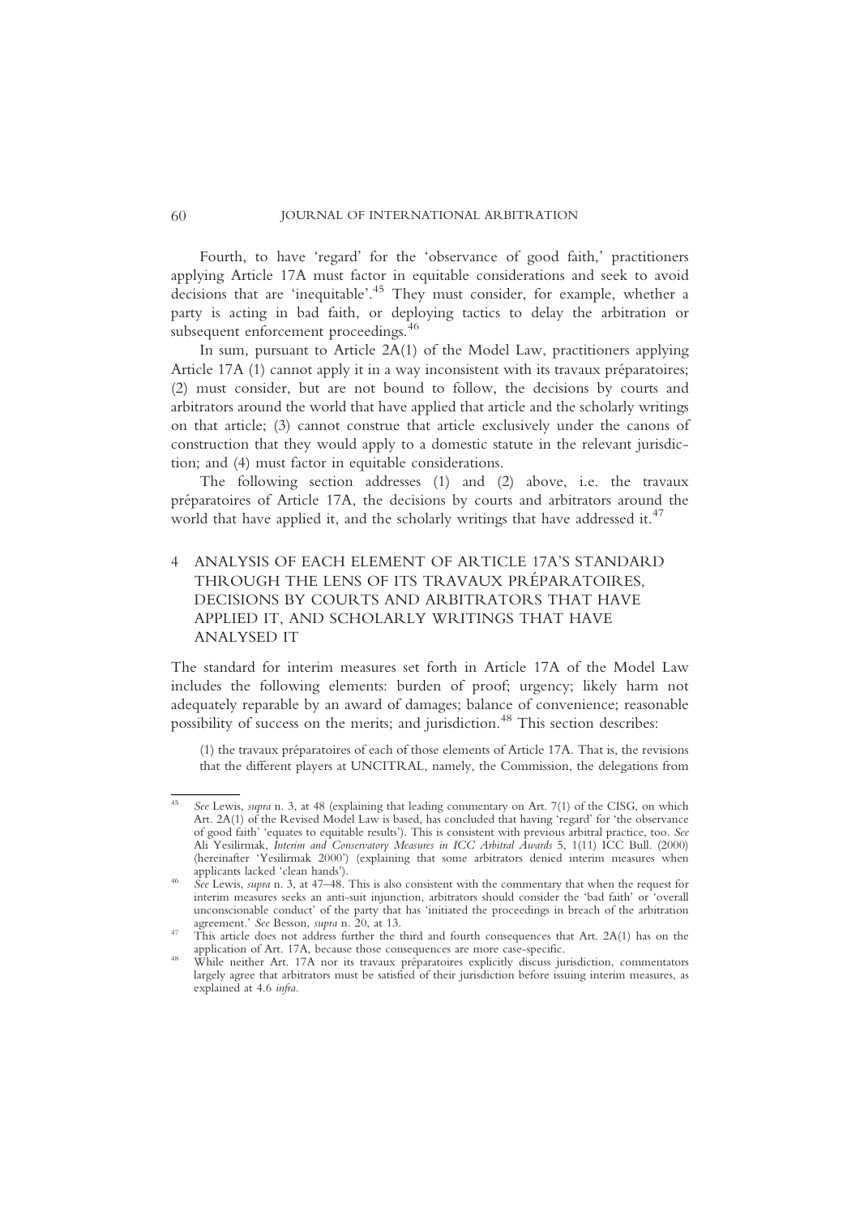Fourth, to have 'regard' for the 'observance of good faith,' practitioners applying Article 17A must factor in equitable considerations and seek to avoid decisions that are 'inequitable'.[45] They must consider, for example, whether a party is acting in bad faith, or deploying tactics to delay the arbitration or subsequent enforcement proceedings.[46]

In sum, pursuant to Article 2A(1) of the Model Law, practitioners applying Article 17A (1) cannot apply it in a way inconsistent with its travaux préparatoires; (2) must consider, but are not bound to follow, the decisions by courts and arbitrators around the world that have applied that article and the scholarly writings on that article; (3) cannot construe that article exclusively under the canons of construction that they would apply to a domestic statute in the relevant jurisdiction; and (4) must factor in equitable considerations.

The following section addresses (1) and (2) above, i.e. the travaux préparatoires of Article 17A, the decisions by courts and arbitrators around the world that have applied it, and the scholarly writings that have addressed it.[47]

## 4 ANALYSIS OF EACH ELEMENT OF ARTICLE 17A'S STANDARD THROUGH THE LENS OF ITS TRAVAUX PRÉPARATOIRES, DECISIONS BY COURTS AND ARBITRATORS THAT HAVE APPLIED IT, AND SCHOLARLY WRITINGS THAT HAVE ANALYSED IT

The standard for interim measures set forth in Article 17A of the Model Law includes the following elements: burden of proof; urgency; likely harm not adequately reparable by an award of damages; balance of convenience; reasonable possibility of success on the merits; and jurisdiction.[48] This section describes:

> (1) the travaux préparatoires of each of those elements of Article 17A. That is, the revisions that the different players at UNCITRAL, namely, the Commission, the delegations from

---

[45] *See* Lewis, *supra* n. 3, at 48 (explaining that leading commentary on Art. 7(1) of the CISG, on which Art. 2A(1) of the Revised Model Law is based, has concluded that having 'regard' for 'the observance of good faith' 'equates to equitable results'). This is consistent with previous arbitral practice, too. *See* Ali Yesilirmak, *Interim and Conservatory Measures in ICC Arbitral Awards* 5, 1(11) ICC Bull. (2000) (hereinafter 'Yesilirmak 2000') (explaining that some arbitrators denied interim measures when applicants lacked 'clean hands').

[46] *See* Lewis, *supra* n. 3, at 47–48. This is also consistent with the commentary that when the request for interim measures seeks an anti-suit injunction, arbitrators should consider the 'bad faith' or 'overall unconscionable conduct' of the party that has 'initiated the proceedings in breach of the arbitration agreement.' *See* Besson, *supra* n. 20, at 13.

[47] This article does not address further the third and fourth consequences that Art. 2A(1) has on the application of Art. 17A, because those consequences are more case-specific.

[48] While neither Art. 17A nor its travaux préparatoires explicitly discuss jurisdiction, commentators largely agree that arbitrators must be satisfied of their jurisdiction before issuing interim measures, as explained at 4.6 *infra*.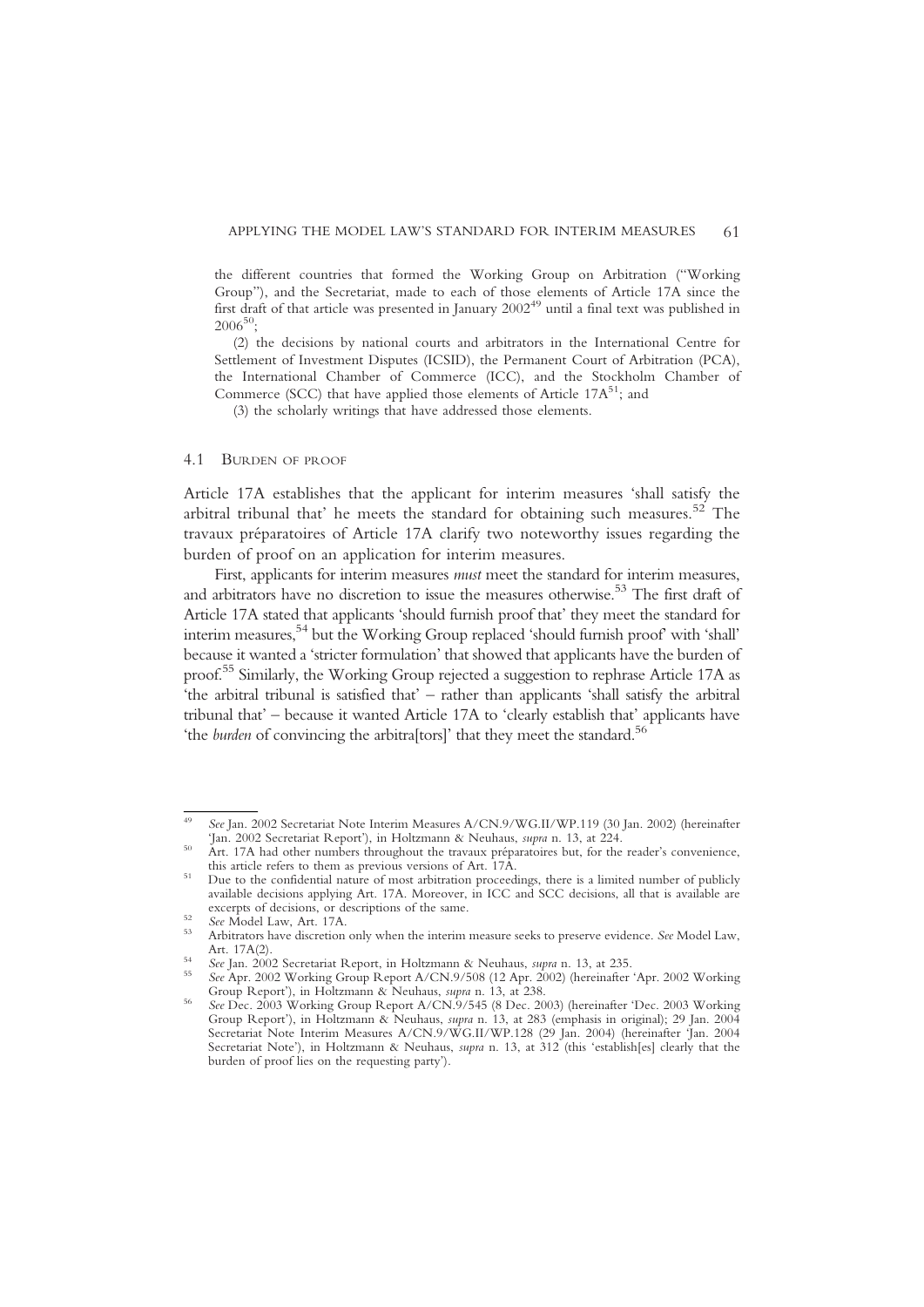the different countries that formed the Working Group on Arbitration ("Working Group"), and the Secretariat, made to each of those elements of Article 17A since the first draft of that article was presented in January 2002[49] until a final text was published in 2006[50];

(2) the decisions by national courts and arbitrators in the International Centre for Settlement of Investment Disputes (ICSID), the Permanent Court of Arbitration (PCA), the International Chamber of Commerce (ICC), and the Stockholm Chamber of Commerce (SCC) that have applied those elements of Article 17A[51]; and

(3) the scholarly writings that have addressed those elements.

### 4.1 Burden of proof

Article 17A establishes that the applicant for interim measures 'shall satisfy the arbitral tribunal that' he meets the standard for obtaining such measures.[52] The travaux préparatoires of Article 17A clarify two noteworthy issues regarding the burden of proof on an application for interim measures.

First, applicants for interim measures *must* meet the standard for interim measures, and arbitrators have no discretion to issue the measures otherwise.[53] The first draft of Article 17A stated that applicants 'should furnish proof that' they meet the standard for interim measures,[54] but the Working Group replaced 'should furnish proof' with 'shall' because it wanted a 'stricter formulation' that showed that applicants have the burden of proof.[55] Similarly, the Working Group rejected a suggestion to rephrase Article 17A as 'the arbitral tribunal is satisfied that' – rather than applicants 'shall satisfy the arbitral tribunal that' – because it wanted Article 17A to 'clearly establish that' applicants have 'the *burden* of convincing the arbitra[tors]' that they meet the standard.[56]

---

[49] *See* Jan. 2002 Secretariat Note Interim Measures A/CN.9/WG.II/WP.119 (30 Jan. 2002) (hereinafter 'Jan. 2002 Secretariat Report'), in Holtzmann & Neuhaus, *supra* n. 13, at 224.

[50] Art. 17A had other numbers throughout the travaux préparatoires but, for the reader's convenience, this article refers to them as previous versions of Art. 17A.

[51] Due to the confidential nature of most arbitration proceedings, there is a limited number of publicly available decisions applying Art. 17A. Moreover, in ICC and SCC decisions, all that is available are excerpts of decisions, or descriptions of the same.

[52] *See* Model Law, Art. 17A.

[53] Arbitrators have discretion only when the interim measure seeks to preserve evidence. *See* Model Law, Art. 17A(2).

[54] *See* Jan. 2002 Secretariat Report, in Holtzmann & Neuhaus, *supra* n. 13, at 235.

[55] *See* Apr. 2002 Working Group Report A/CN.9/508 (12 Apr. 2002) (hereinafter 'Apr. 2002 Working Group Report'), in Holtzmann & Neuhaus, *supra* n. 13, at 238.

[56] *See* Dec. 2003 Working Group Report A/CN.9/545 (8 Dec. 2003) (hereinafter 'Dec. 2003 Working Group Report'), in Holtzmann & Neuhaus, *supra* n. 13, at 283 (emphasis in original); 29 Jan. 2004 Secretariat Note Interim Measures A/CN.9/WG.II/WP.128 (29 Jan. 2004) (hereinafter 'Jan. 2004 Secretariat Note'), in Holtzmann & Neuhaus, *supra* n. 13, at 312 (this 'establish[es] clearly that the burden of proof lies on the requesting party').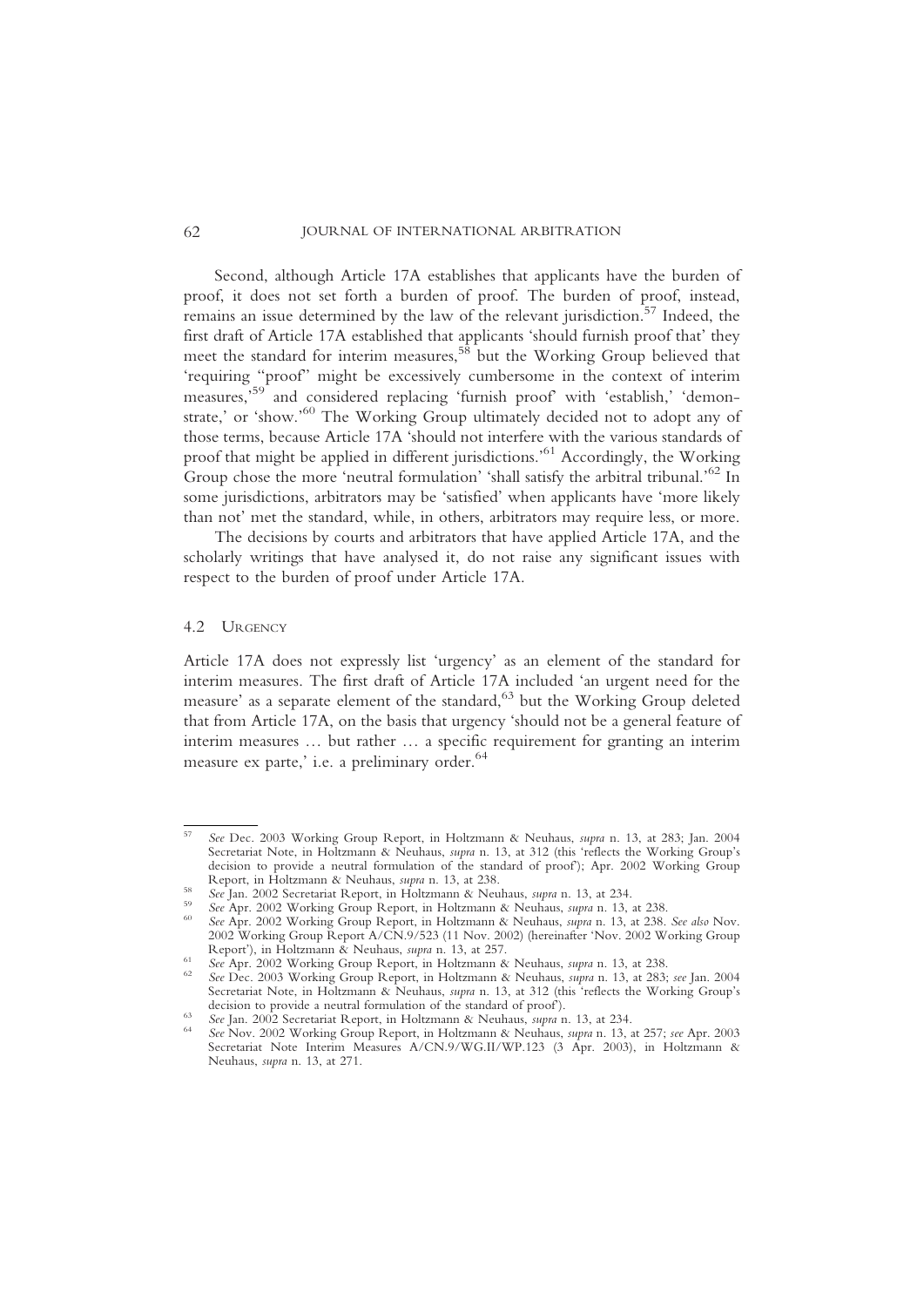Second, although Article 17A establishes that applicants have the burden of proof, it does not set forth a burden of proof. The burden of proof, instead, remains an issue determined by the law of the relevant jurisdiction.[57] Indeed, the first draft of Article 17A established that applicants 'should furnish proof that' they meet the standard for interim measures,[58] but the Working Group believed that 'requiring "proof" might be excessively cumbersome in the context of interim measures,'[59] and considered replacing 'furnish proof' with 'establish,' 'demonstrate,' or 'show.'[60] The Working Group ultimately decided not to adopt any of those terms, because Article 17A 'should not interfere with the various standards of proof that might be applied in different jurisdictions.'[61] Accordingly, the Working Group chose the more 'neutral formulation' 'shall satisfy the arbitral tribunal.'[62] In some jurisdictions, arbitrators may be 'satisfied' when applicants have 'more likely than not' met the standard, while, in others, arbitrators may require less, or more.

The decisions by courts and arbitrators that have applied Article 17A, and the scholarly writings that have analysed it, do not raise any significant issues with respect to the burden of proof under Article 17A.

### 4.2 Urgency

Article 17A does not expressly list 'urgency' as an element of the standard for interim measures. The first draft of Article 17A included 'an urgent need for the measure' as a separate element of the standard,[63] but the Working Group deleted that from Article 17A, on the basis that urgency 'should not be a general feature of interim measures … but rather … a specific requirement for granting an interim measure ex parte,' i.e. a preliminary order.[64]

---

[57] *See* Dec. 2003 Working Group Report, in Holtzmann & Neuhaus, *supra* n. 13, at 283; Jan. 2004 Secretariat Note, in Holtzmann & Neuhaus, *supra* n. 13, at 312 (this 'reflects the Working Group's decision to provide a neutral formulation of the standard of proof'); Apr. 2002 Working Group Report, in Holtzmann & Neuhaus, *supra* n. 13, at 238.

[58] *See* Jan. 2002 Secretariat Report, in Holtzmann & Neuhaus, *supra* n. 13, at 234.

[59] *See* Apr. 2002 Working Group Report, in Holtzmann & Neuhaus, *supra* n. 13, at 238.

[60] *See* Apr. 2002 Working Group Report, in Holtzmann & Neuhaus, *supra* n. 13, at 238. *See also* Nov. 2002 Working Group Report A/CN.9/523 (11 Nov. 2002) (hereinafter 'Nov. 2002 Working Group Report'), in Holtzmann & Neuhaus, *supra* n. 13, at 257.

[61] *See* Apr. 2002 Working Group Report, in Holtzmann & Neuhaus, *supra* n. 13, at 238.

[62] *See* Dec. 2003 Working Group Report, in Holtzmann & Neuhaus, *supra* n. 13, at 283; *see* Jan. 2004 Secretariat Note, in Holtzmann & Neuhaus, *supra* n. 13, at 312 (this 'reflects the Working Group's decision to provide a neutral formulation of the standard of proof').

[63] *See* Jan. 2002 Secretariat Report, in Holtzmann & Neuhaus, *supra* n. 13, at 234.

[64] *See* Nov. 2002 Working Group Report, in Holtzmann & Neuhaus, *supra* n. 13, at 257; *see* Apr. 2003 Secretariat Note Interim Measures A/CN.9/WG.II/WP.123 (3 Apr. 2003), in Holtzmann & Neuhaus, *supra* n. 13, at 271.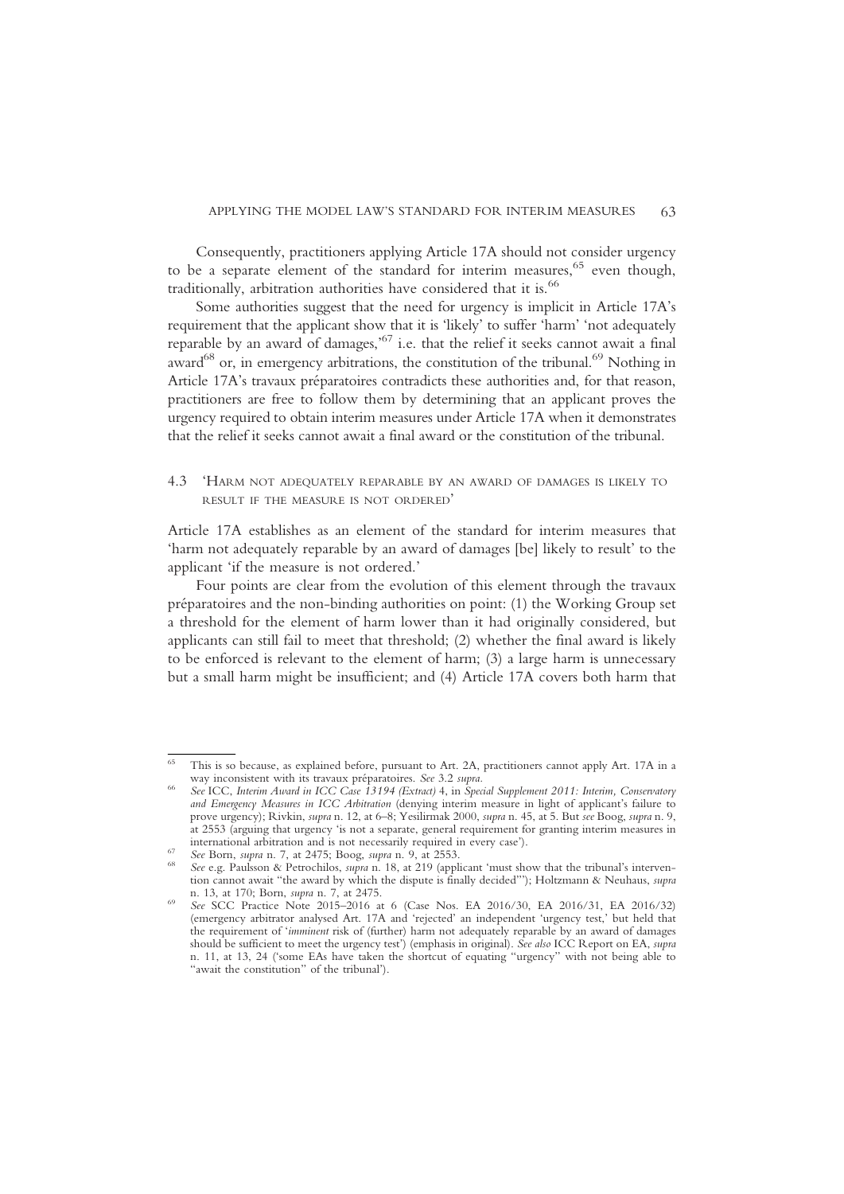Consequently, practitioners applying Article 17A should not consider urgency to be a separate element of the standard for interim measures,[65] even though, traditionally, arbitration authorities have considered that it is.[66]

Some authorities suggest that the need for urgency is implicit in Article 17A's requirement that the applicant show that it is 'likely' to suffer 'harm' 'not adequately reparable by an award of damages,'[67] i.e. that the relief it seeks cannot await a final award[68] or, in emergency arbitrations, the constitution of the tribunal.[69] Nothing in Article 17A's travaux préparatoires contradicts these authorities and, for that reason, practitioners are free to follow them by determining that an applicant proves the urgency required to obtain interim measures under Article 17A when it demonstrates that the relief it seeks cannot await a final award or the constitution of the tribunal.

### 4.3 'Harm not adequately reparable by an award of damages is likely to result if the measure is not ordered'

Article 17A establishes as an element of the standard for interim measures that 'harm not adequately reparable by an award of damages [be] likely to result' to the applicant 'if the measure is not ordered.'

Four points are clear from the evolution of this element through the travaux préparatoires and the non-binding authorities on point: (1) the Working Group set a threshold for the element of harm lower than it had originally considered, but applicants can still fail to meet that threshold; (2) whether the final award is likely to be enforced is relevant to the element of harm; (3) a large harm is unnecessary but a small harm might be insufficient; and (4) Article 17A covers both harm that

---

[65] This is so because, as explained before, pursuant to Art. 2A, practitioners cannot apply Art. 17A in a way inconsistent with its travaux préparatoires. *See* 3.2 *supra*.

[66] *See* ICC, *Interim Award in ICC Case 13194 (Extract)* 4, in *Special Supplement 2011: Interim, Conservatory and Emergency Measures in ICC Arbitration* (denying interim measure in light of applicant's failure to prove urgency); Rivkin, *supra* n. 12, at 6–8; Yesilirmak 2000, *supra* n. 45, at 5. But *see* Boog, *supra* n. 9, at 2553 (arguing that urgency 'is not a separate, general requirement for granting interim measures in international arbitration and is not necessarily required in every case').

[67] *See* Born, *supra* n. 7, at 2475; Boog, *supra* n. 9, at 2553.

[68] *See* e.g. Paulsson & Petrochilos, *supra* n. 18, at 219 (applicant 'must show that the tribunal's intervention cannot await "the award by which the dispute is finally decided"'); Holtzmann & Neuhaus, *supra* n. 13, at 170; Born, *supra* n. 7, at 2475.

[69] *See* SCC Practice Note 2015–2016 at 6 (Case Nos. EA 2016/30, EA 2016/31, EA 2016/32) (emergency arbitrator analysed Art. 17A and 'rejected' an independent 'urgency test,' but held that the requirement of '*imminent* risk of (further) harm not adequately reparable by an award of damages should be sufficient to meet the urgency test') (emphasis in original). *See also* ICC Report on EA, *supra* n. 11, at 13, 24 ('some EAs have taken the shortcut of equating "urgency" with not being able to "await the constitution" of the tribunal').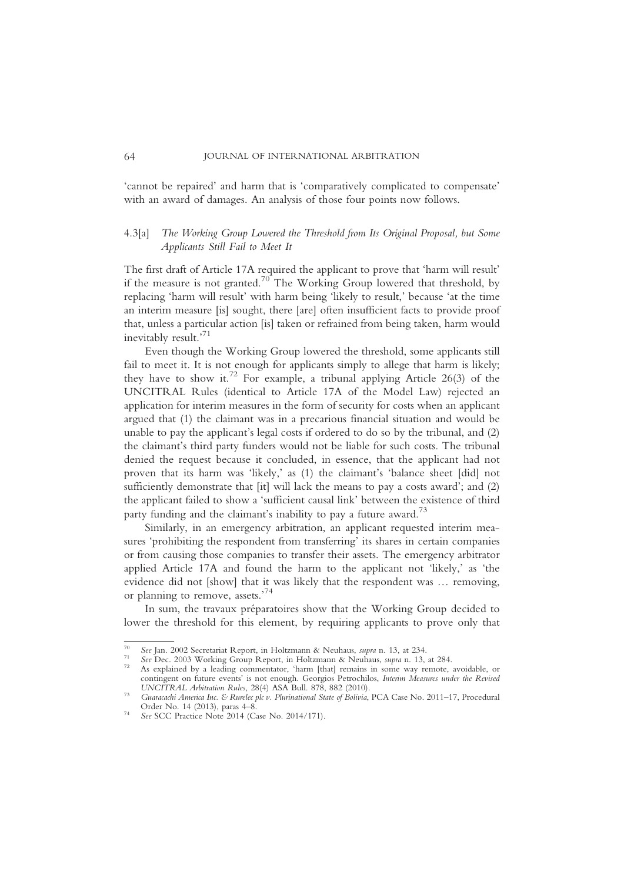'cannot be repaired' and harm that is 'comparatively complicated to compensate' with an award of damages. An analysis of those four points now follows.

### 4.3[a] *The Working Group Lowered the Threshold from Its Original Proposal, but Some Applicants Still Fail to Meet It*

The first draft of Article 17A required the applicant to prove that 'harm will result' if the measure is not granted.[70] The Working Group lowered that threshold, by replacing 'harm will result' with harm being 'likely to result,' because 'at the time an interim measure [is] sought, there [are] often insufficient facts to provide proof that, unless a particular action [is] taken or refrained from being taken, harm would inevitably result.'[71]

Even though the Working Group lowered the threshold, some applicants still fail to meet it. It is not enough for applicants simply to allege that harm is likely; they have to show it.[72] For example, a tribunal applying Article 26(3) of the UNCITRAL Rules (identical to Article 17A of the Model Law) rejected an application for interim measures in the form of security for costs when an applicant argued that (1) the claimant was in a precarious financial situation and would be unable to pay the applicant's legal costs if ordered to do so by the tribunal, and (2) the claimant's third party funders would not be liable for such costs. The tribunal denied the request because it concluded, in essence, that the applicant had not proven that its harm was 'likely,' as (1) the claimant's 'balance sheet [did] not sufficiently demonstrate that [it] will lack the means to pay a costs award'; and (2) the applicant failed to show a 'sufficient causal link' between the existence of third party funding and the claimant's inability to pay a future award.[73]

Similarly, in an emergency arbitration, an applicant requested interim measures 'prohibiting the respondent from transferring' its shares in certain companies or from causing those companies to transfer their assets. The emergency arbitrator applied Article 17A and found the harm to the applicant not 'likely,' as 'the evidence did not [show] that it was likely that the respondent was … removing, or planning to remove, assets.'[74]

In sum, the travaux préparatoires show that the Working Group decided to lower the threshold for this element, by requiring applicants to prove only that

---

[70] *See* Jan. 2002 Secretariat Report, in Holtzmann & Neuhaus, *supra* n. 13, at 234.

[71] *See* Dec. 2003 Working Group Report, in Holtzmann & Neuhaus, *supra* n. 13, at 284.

[72] As explained by a leading commentator, 'harm [that] remains in some way remote, avoidable, or contingent on future events' is not enough. Georgios Petrochilos, *Interim Measures under the Revised UNCITRAL Arbitration Rules*, 28(4) ASA Bull. 878, 882 (2010).

[73] *Guaracachi America Inc. & Rurelec plc v. Plurinational State of Bolivia*, PCA Case No. 2011–17, Procedural Order No. 14 (2013), paras 4–8.

[74] *See* SCC Practice Note 2014 (Case No. 2014/171).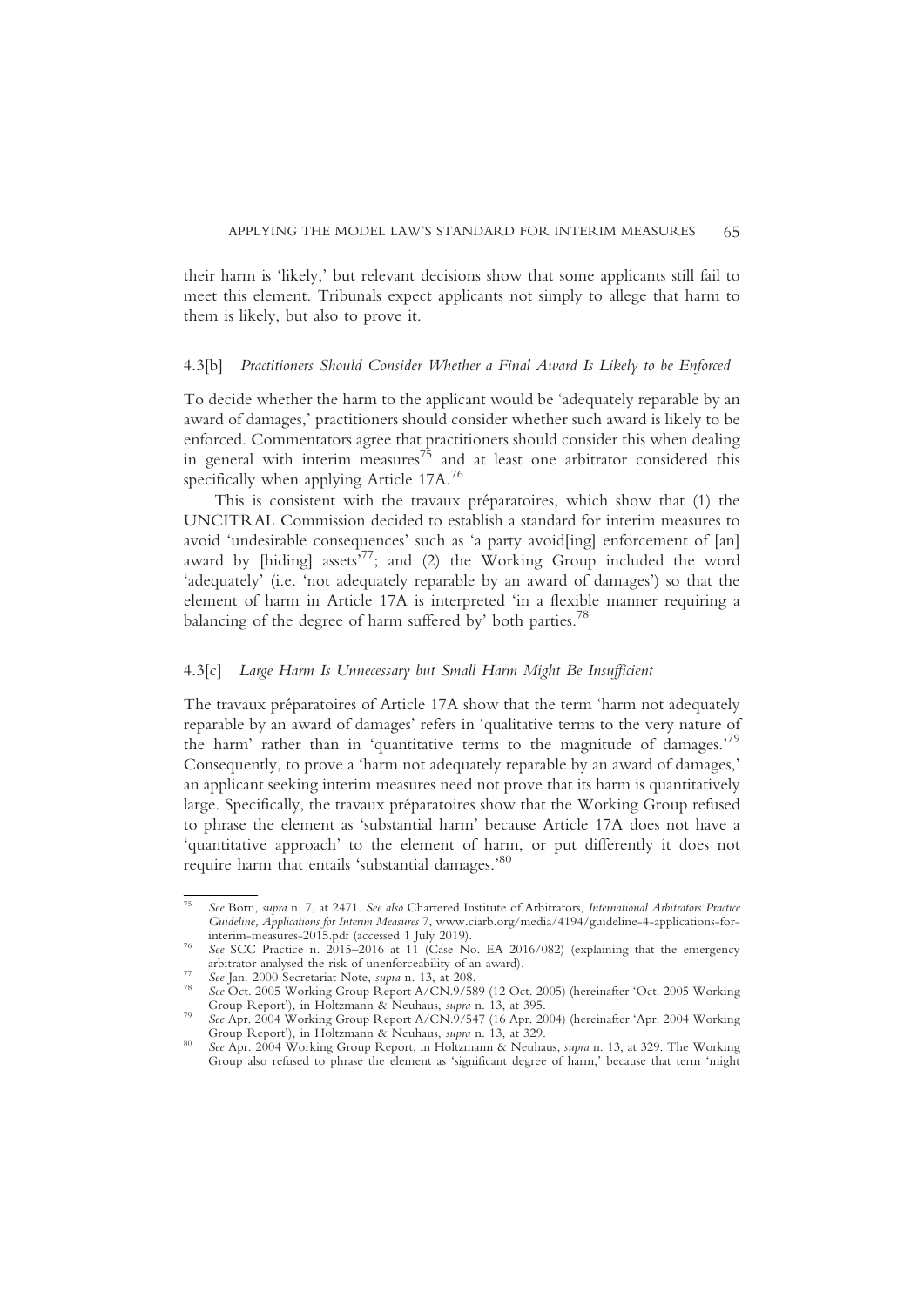their harm is 'likely,' but relevant decisions show that some applicants still fail to meet this element. Tribunals expect applicants not simply to allege that harm to them is likely, but also to prove it.

### 4.3[b] *Practitioners Should Consider Whether a Final Award Is Likely to be Enforced*

To decide whether the harm to the applicant would be 'adequately reparable by an award of damages,' practitioners should consider whether such award is likely to be enforced. Commentators agree that practitioners should consider this when dealing in general with interim measures[75] and at least one arbitrator considered this specifically when applying Article 17A.[76]

This is consistent with the travaux préparatoires, which show that (1) the UNCITRAL Commission decided to establish a standard for interim measures to avoid 'undesirable consequences' such as 'a party avoid[ing] enforcement of [an] award by [hiding] assets'[77]; and (2) the Working Group included the word 'adequately' (i.e. 'not adequately reparable by an award of damages') so that the element of harm in Article 17A is interpreted 'in a flexible manner requiring a balancing of the degree of harm suffered by' both parties.[78]

### 4.3[c] *Large Harm Is Unnecessary but Small Harm Might Be Insufficient*

The travaux préparatoires of Article 17A show that the term 'harm not adequately reparable by an award of damages' refers in 'qualitative terms to the very nature of the harm' rather than in 'quantitative terms to the magnitude of damages.'[79] Consequently, to prove a 'harm not adequately reparable by an award of damages,' an applicant seeking interim measures need not prove that its harm is quantitatively large. Specifically, the travaux préparatoires show that the Working Group refused to phrase the element as 'substantial harm' because Article 17A does not have a 'quantitative approach' to the element of harm, or put differently it does not require harm that entails 'substantial damages.'[80]

---

[75] *See* Born, *supra* n. 7, at 2471. *See also* Chartered Institute of Arbitrators, *International Arbitrators Practice Guideline, Applications for Interim Measures* 7, www.ciarb.org/media/4194/guideline-4-applications-for-interim-measures-2015.pdf (accessed 1 July 2019).

[76] *See* SCC Practice n. 2015–2016 at 11 (Case No. EA 2016/082) (explaining that the emergency arbitrator analysed the risk of unenforceability of an award).

[77] *See* Jan. 2000 Secretariat Note, *supra* n. 13, at 208.

[78] *See* Oct. 2005 Working Group Report A/CN.9/589 (12 Oct. 2005) (hereinafter 'Oct. 2005 Working Group Report'), in Holtzmann & Neuhaus, *supra* n. 13, at 395.

[79] *See* Apr. 2004 Working Group Report A/CN.9/547 (16 Apr. 2004) (hereinafter 'Apr. 2004 Working Group Report'), in Holtzmann & Neuhaus, *supra* n. 13, at 329.

[80] *See* Apr. 2004 Working Group Report, in Holtzmann & Neuhaus, *supra* n. 13, at 329. The Working Group also refused to phrase the element as 'significant degree of harm,' because that term 'might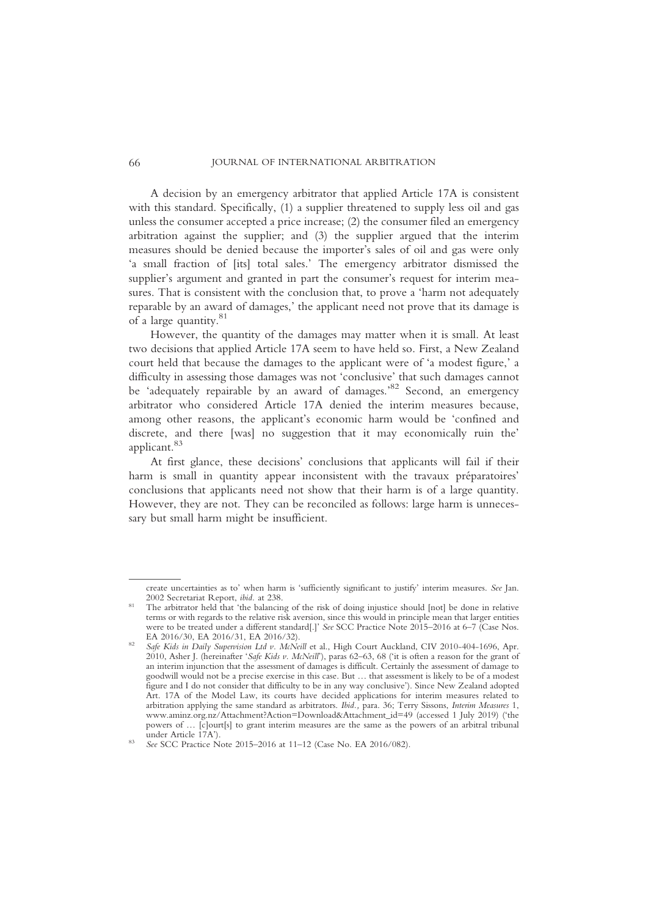A decision by an emergency arbitrator that applied Article 17A is consistent with this standard. Specifically, (1) a supplier threatened to supply less oil and gas unless the consumer accepted a price increase; (2) the consumer filed an emergency arbitration against the supplier; and (3) the supplier argued that the interim measures should be denied because the importer's sales of oil and gas were only 'a small fraction of [its] total sales.' The emergency arbitrator dismissed the supplier's argument and granted in part the consumer's request for interim measures. That is consistent with the conclusion that, to prove a 'harm not adequately reparable by an award of damages,' the applicant need not prove that its damage is of a large quantity.[81]

However, the quantity of the damages may matter when it is small. At least two decisions that applied Article 17A seem to have held so. First, a New Zealand court held that because the damages to the applicant were of 'a modest figure,' a difficulty in assessing those damages was not 'conclusive' that such damages cannot be 'adequately repairable by an award of damages.'[82] Second, an emergency arbitrator who considered Article 17A denied the interim measures because, among other reasons, the applicant's economic harm would be 'confined and discrete, and there [was] no suggestion that it may economically ruin the' applicant.[83]

At first glance, these decisions' conclusions that applicants will fail if their harm is small in quantity appear inconsistent with the travaux préparatoires' conclusions that applicants need not show that their harm is of a large quantity. However, they are not. They can be reconciled as follows: large harm is unnecessary but small harm might be insufficient.

---

create uncertainties as to' when harm is 'sufficiently significant to justify' interim measures. *See* Jan. 2002 Secretariat Report, *ibid.* at 238.

[81] The arbitrator held that 'the balancing of the risk of doing injustice should [not] be done in relative terms or with regards to the relative risk aversion, since this would in principle mean that larger entities were to be treated under a different standard[.]' *See* SCC Practice Note 2015–2016 at 6–7 (Case Nos. EA 2016/30, EA 2016/31, EA 2016/32).

[82] *Safe Kids in Daily Supervision Ltd v. McNeill* et al., High Court Auckland, CIV 2010-404-1696, Apr. 2010, Asher J. (hereinafter '*Safe Kids v. McNeill*'), paras 62–63, 68 ('it is often a reason for the grant of an interim injunction that the assessment of damages is difficult. Certainly the assessment of damage to goodwill would not be a precise exercise in this case. But … that assessment is likely to be of a modest figure and I do not consider that difficulty to be in any way conclusive'). Since New Zealand adopted Art. 17A of the Model Law, its courts have decided applications for interim measures related to arbitration applying the same standard as arbitrators. *Ibid.*, para. 36; Terry Sissons, *Interim Measures* 1, www.aminz.org.nz/Attachment?Action=Download&Attachment_id=49 (accessed 1 July 2019) ('the powers of … [c]ourt[s] to grant interim measures are the same as the powers of an arbitral tribunal under Article 17A').

[83] *See* SCC Practice Note 2015–2016 at 11–12 (Case No. EA 2016/082).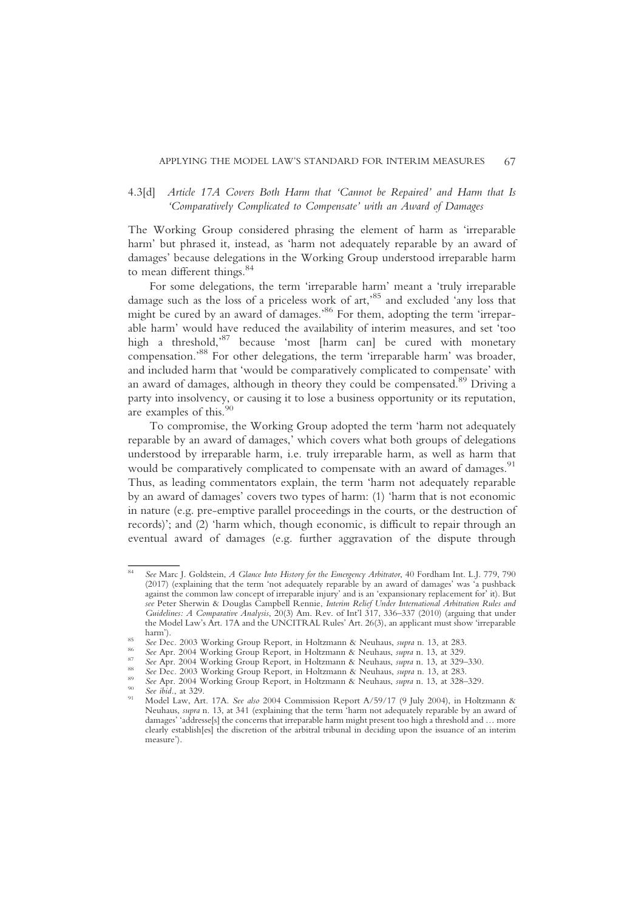### 4.3[d] *Article 17A Covers Both Harm that 'Cannot be Repaired' and Harm that Is 'Comparatively Complicated to Compensate' with an Award of Damages*

The Working Group considered phrasing the element of harm as 'irreparable harm' but phrased it, instead, as 'harm not adequately reparable by an award of damages' because delegations in the Working Group understood irreparable harm to mean different things.[84]

For some delegations, the term 'irreparable harm' meant a 'truly irreparable damage such as the loss of a priceless work of art,'[85] and excluded 'any loss that might be cured by an award of damages.'[86] For them, adopting the term 'irreparable harm' would have reduced the availability of interim measures, and set 'too high a threshold,'[87] because 'most [harm can] be cured with monetary compensation.'[88] For other delegations, the term 'irreparable harm' was broader, and included harm that 'would be comparatively complicated to compensate' with an award of damages, although in theory they could be compensated.[89] Driving a party into insolvency, or causing it to lose a business opportunity or its reputation, are examples of this.[90]

To compromise, the Working Group adopted the term 'harm not adequately reparable by an award of damages,' which covers what both groups of delegations understood by irreparable harm, i.e. truly irreparable harm, as well as harm that would be comparatively complicated to compensate with an award of damages.[91] Thus, as leading commentators explain, the term 'harm not adequately reparable by an award of damages' covers two types of harm: (1) 'harm that is not economic in nature (e.g. pre-emptive parallel proceedings in the courts, or the destruction of records)'; and (2) 'harm which, though economic, is difficult to repair through an eventual award of damages (e.g. further aggravation of the dispute through

---

[84] *See* Marc J. Goldstein, *A Glance Into History for the Emergency Arbitrator*, 40 Fordham Int. L.J. 779, 790 (2017) (explaining that the term 'not adequately reparable by an award of damages' was 'a pushback against the common law concept of irreparable injury' and is an 'expansionary replacement for' it). But *see* Peter Sherwin & Douglas Campbell Rennie, *Interim Relief Under International Arbitration Rules and Guidelines: A Comparative Analysis*, 20(3) Am. Rev. of Int'l 317, 336–337 (2010) (arguing that under the Model Law's Art. 17A and the UNCITRAL Rules' Art. 26(3), an applicant must show 'irreparable harm').

[85] *See* Dec. 2003 Working Group Report, in Holtzmann & Neuhaus, *supra* n. 13, at 283.

[86] *See* Apr. 2004 Working Group Report, in Holtzmann & Neuhaus, *supra* n. 13, at 329.

[87] *See* Apr. 2004 Working Group Report, in Holtzmann & Neuhaus, *supra* n. 13, at 329–330.

[88] *See* Dec. 2003 Working Group Report, in Holtzmann & Neuhaus, *supra* n. 13, at 283.

[89] *See* Apr. 2004 Working Group Report, in Holtzmann & Neuhaus, *supra* n. 13, at 328–329.

[90] *See ibid.*, at 329.

[91] Model Law, Art. 17A. *See also* 2004 Commission Report A/59/17 (9 July 2004), in Holtzmann & Neuhaus, *supra* n. 13, at 341 (explaining that the term 'harm not adequately reparable by an award of damages' 'addresse[s] the concerns that irreparable harm might present too high a threshold and … more clearly establish[es] the discretion of the arbitral tribunal in deciding upon the issuance of an interim measure').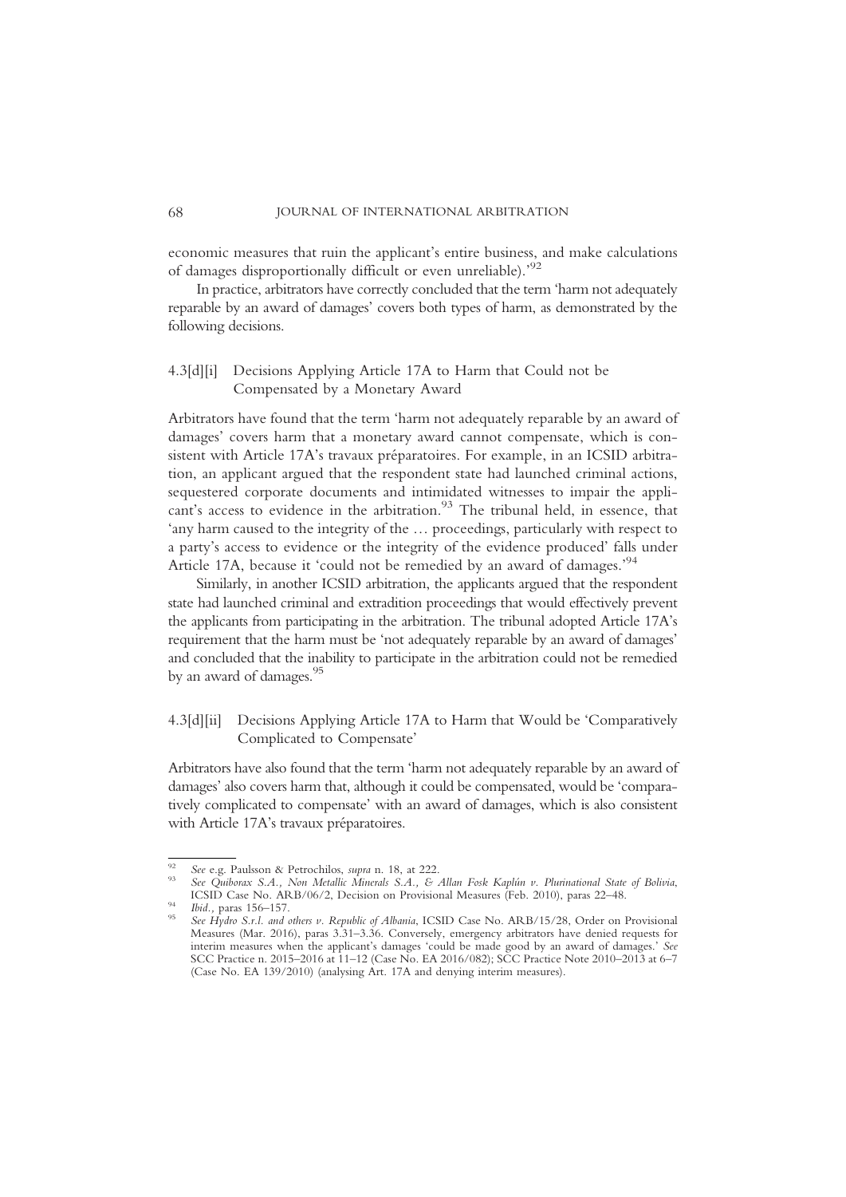economic measures that ruin the applicant's entire business, and make calculations of damages disproportionally difficult or even unreliable).'[92]

In practice, arbitrators have correctly concluded that the term 'harm not adequately reparable by an award of damages' covers both types of harm, as demonstrated by the following decisions.

#### 4.3[d][i] Decisions Applying Article 17A to Harm that Could not be Compensated by a Monetary Award

Arbitrators have found that the term 'harm not adequately reparable by an award of damages' covers harm that a monetary award cannot compensate, which is consistent with Article 17A's travaux préparatoires. For example, in an ICSID arbitration, an applicant argued that the respondent state had launched criminal actions, sequestered corporate documents and intimidated witnesses to impair the applicant's access to evidence in the arbitration.[93] The tribunal held, in essence, that 'any harm caused to the integrity of the … proceedings, particularly with respect to a party's access to evidence or the integrity of the evidence produced' falls under Article 17A, because it 'could not be remedied by an award of damages.'[94]

Similarly, in another ICSID arbitration, the applicants argued that the respondent state had launched criminal and extradition proceedings that would effectively prevent the applicants from participating in the arbitration. The tribunal adopted Article 17A's requirement that the harm must be 'not adequately reparable by an award of damages' and concluded that the inability to participate in the arbitration could not be remedied by an award of damages.[95]

#### 4.3[d][ii] Decisions Applying Article 17A to Harm that Would be 'Comparatively Complicated to Compensate'

Arbitrators have also found that the term 'harm not adequately reparable by an award of damages' also covers harm that, although it could be compensated, would be 'comparatively complicated to compensate' with an award of damages, which is also consistent with Article 17A's travaux préparatoires.

---

[92] *See* e.g. Paulsson & Petrochilos, *supra* n. 18, at 222.

[93] *See Quiborax S.A., Non Metallic Minerals S.A., & Allan Fosk Kaplún v. Plurinational State of Bolivia*, ICSID Case No. ARB/06/2, Decision on Provisional Measures (Feb. 2010), paras 22–48.

[94] *Ibid.*, paras 156–157.

[95] *See Hydro S.r.l. and others v. Republic of Albania*, ICSID Case No. ARB/15/28, Order on Provisional Measures (Mar. 2016), paras 3.31–3.36. Conversely, emergency arbitrators have denied requests for interim measures when the applicant's damages 'could be made good by an award of damages.' *See* SCC Practice n. 2015–2016 at 11–12 (Case No. EA 2016/082); SCC Practice Note 2010–2013 at 6–7 (Case No. EA 139/2010) (analysing Art. 17A and denying interim measures).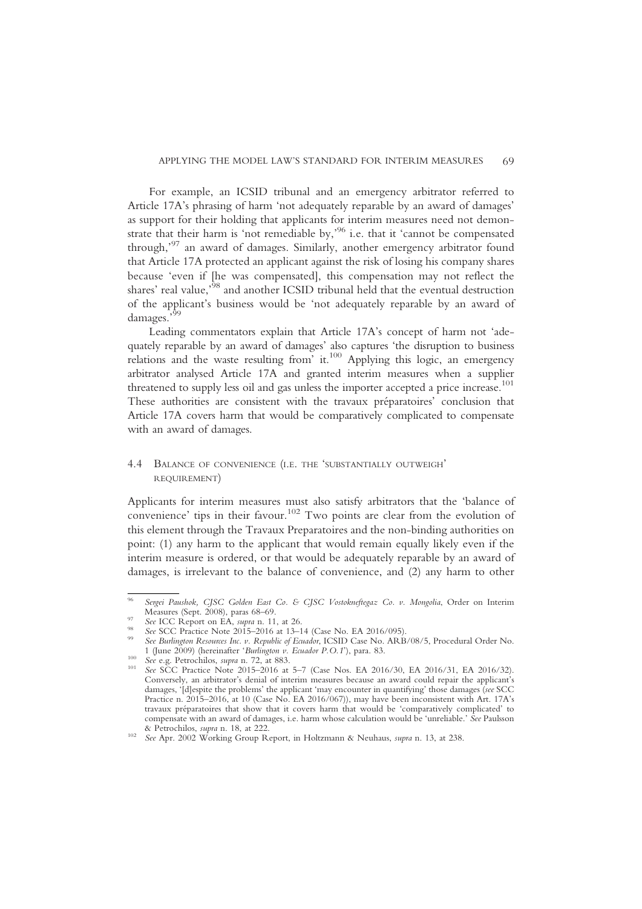For example, an ICSID tribunal and an emergency arbitrator referred to Article 17A's phrasing of harm 'not adequately reparable by an award of damages' as support for their holding that applicants for interim measures need not demonstrate that their harm is 'not remediable by,'[96] i.e. that it 'cannot be compensated through,'[97] an award of damages. Similarly, another emergency arbitrator found that Article 17A protected an applicant against the risk of losing his company shares because 'even if [he was compensated], this compensation may not reflect the shares' real value,'[98] and another ICSID tribunal held that the eventual destruction of the applicant's business would be 'not adequately reparable by an award of damages.'[99]

Leading commentators explain that Article 17A's concept of harm not 'adequately reparable by an award of damages' also captures 'the disruption to business relations and the waste resulting from' it.[100] Applying this logic, an emergency arbitrator analysed Article 17A and granted interim measures when a supplier threatened to supply less oil and gas unless the importer accepted a price increase.[101] These authorities are consistent with the travaux préparatoires' conclusion that Article 17A covers harm that would be comparatively complicated to compensate with an award of damages.

### 4.4 Balance of convenience (i.e. the 'substantially outweigh' requirement)

Applicants for interim measures must also satisfy arbitrators that the 'balance of convenience' tips in their favour.[102] Two points are clear from the evolution of this element through the Travaux Preparatoires and the non-binding authorities on point: (1) any harm to the applicant that would remain equally likely even if the interim measure is ordered, or that would be adequately reparable by an award of damages, is irrelevant to the balance of convenience, and (2) any harm to other

---

[96] *Sergei Paushok, CJSC Golden East Co. & CJSC Vostokneftegaz Co. v. Mongolia*, Order on Interim Measures (Sept. 2008), paras 68–69.

[97] *See* ICC Report on EA, *supra* n. 11, at 26.

[98] *See* SCC Practice Note 2015–2016 at 13–14 (Case No. EA 2016/095).

[99] *See Burlington Resources Inc. v. Republic of Ecuador*, ICSID Case No. ARB/08/5, Procedural Order No. 1 (June 2009) (hereinafter '*Burlington v. Ecuador P.O.1*'), para. 83.

[100] *See* e.g. Petrochilos, *supra* n. 72, at 883.

[101] *See* SCC Practice Note 2015–2016 at 5–7 (Case Nos. EA 2016/30, EA 2016/31, EA 2016/32). Conversely, an arbitrator's denial of interim measures because an award could repair the applicant's damages, '[d]espite the problems' the applicant 'may encounter in quantifying' those damages (*see* SCC Practice n. 2015–2016, at 10 (Case No. EA 2016/067)), may have been inconsistent with Art. 17A's travaux préparatoires that show that it covers harm that would be 'comparatively complicated' to compensate with an award of damages, i.e. harm whose calculation would be 'unreliable.' *See* Paulsson & Petrochilos, *supra* n. 18, at 222.

[102] *See* Apr. 2002 Working Group Report, in Holtzmann & Neuhaus, *supra* n. 13, at 238.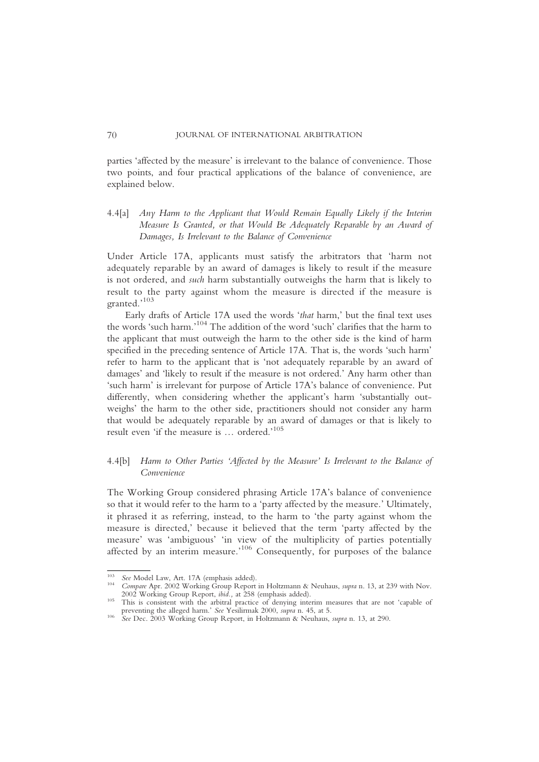parties 'affected by the measure' is irrelevant to the balance of convenience. Those two points, and four practical applications of the balance of convenience, are explained below.

#### 4.4[a] *Any Harm to the Applicant that Would Remain Equally Likely if the Interim Measure Is Granted, or that Would Be Adequately Reparable by an Award of Damages, Is Irrelevant to the Balance of Convenience*

Under Article 17A, applicants must satisfy the arbitrators that 'harm not adequately reparable by an award of damages is likely to result if the measure is not ordered, and *such* harm substantially outweighs the harm that is likely to result to the party against whom the measure is directed if the measure is granted.'[103]

Early drafts of Article 17A used the words '*that* harm,' but the final text uses the words 'such harm.'[104] The addition of the word 'such' clarifies that the harm to the applicant that must outweigh the harm to the other side is the kind of harm specified in the preceding sentence of Article 17A. That is, the words 'such harm' refer to harm to the applicant that is 'not adequately reparable by an award of damages' and 'likely to result if the measure is not ordered.' Any harm other than 'such harm' is irrelevant for purpose of Article 17A's balance of convenience. Put differently, when considering whether the applicant's harm 'substantially outweighs' the harm to the other side, practitioners should not consider any harm that would be adequately reparable by an award of damages or that is likely to result even 'if the measure is … ordered.'[105]

#### 4.4[b] *Harm to Other Parties 'Affected by the Measure' Is Irrelevant to the Balance of Convenience*

The Working Group considered phrasing Article 17A's balance of convenience so that it would refer to the harm to a 'party affected by the measure.' Ultimately, it phrased it as referring, instead, to the harm to 'the party against whom the measure is directed,' because it believed that the term 'party affected by the measure' was 'ambiguous' 'in view of the multiplicity of parties potentially affected by an interim measure.'[106] Consequently, for purposes of the balance

---

[103] *See* Model Law, Art. 17A (emphasis added).

[104] *Compare* Apr. 2002 Working Group Report in Holtzmann & Neuhaus, *supra* n. 13, at 239 with Nov. 2002 Working Group Report, *ibid.*, at 258 (emphasis added).

[105] This is consistent with the arbitral practice of denying interim measures that are not 'capable of preventing the alleged harm.' *See* Yesilirmak 2000, *supra* n. 45, at 5.

[106] *See* Dec. 2003 Working Group Report, in Holtzmann & Neuhaus, *supra* n. 13, at 290.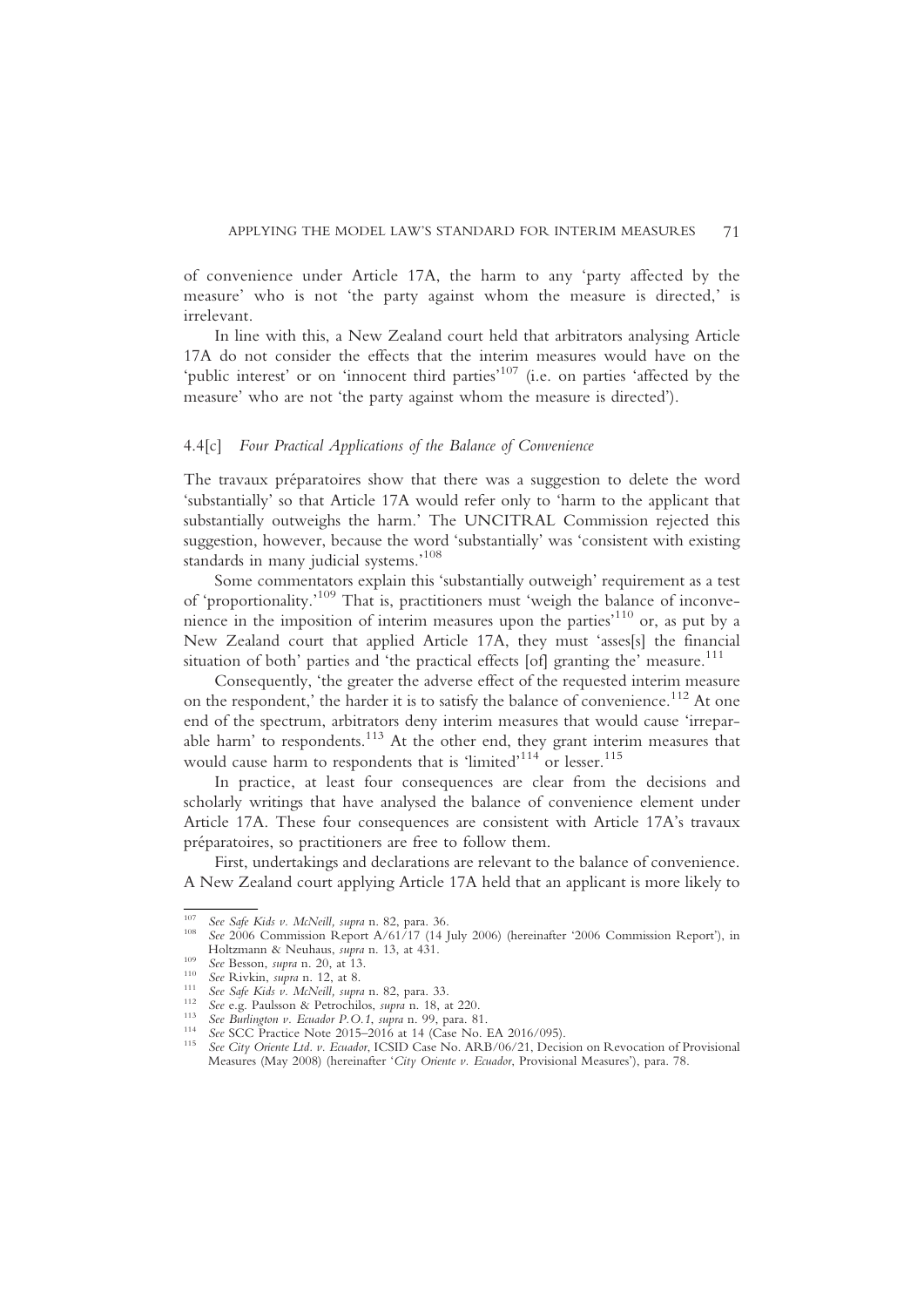of convenience under Article 17A, the harm to any 'party affected by the measure' who is not 'the party against whom the measure is directed,' is irrelevant.

In line with this, a New Zealand court held that arbitrators analysing Article 17A do not consider the effects that the interim measures would have on the 'public interest' or on 'innocent third parties'[107] (i.e. on parties 'affected by the measure' who are not 'the party against whom the measure is directed').

### 4.4[c] *Four Practical Applications of the Balance of Convenience*

The travaux préparatoires show that there was a suggestion to delete the word 'substantially' so that Article 17A would refer only to 'harm to the applicant that substantially outweighs the harm.' The UNCITRAL Commission rejected this suggestion, however, because the word 'substantially' was 'consistent with existing standards in many judicial systems.'[108]

Some commentators explain this 'substantially outweigh' requirement as a test of 'proportionality.'[109] That is, practitioners must 'weigh the balance of inconvenience in the imposition of interim measures upon the parties'[110] or, as put by a New Zealand court that applied Article 17A, they must 'asses[s] the financial situation of both' parties and 'the practical effects [of] granting the' measure.[111]

Consequently, 'the greater the adverse effect of the requested interim measure on the respondent,' the harder it is to satisfy the balance of convenience.[112] At one end of the spectrum, arbitrators deny interim measures that would cause 'irreparable harm' to respondents.[113] At the other end, they grant interim measures that would cause harm to respondents that is 'limited'[114] or lesser.[115]

In practice, at least four consequences are clear from the decisions and scholarly writings that have analysed the balance of convenience element under Article 17A. These four consequences are consistent with Article 17A's travaux préparatoires, so practitioners are free to follow them.

First, undertakings and declarations are relevant to the balance of convenience. A New Zealand court applying Article 17A held that an applicant is more likely to

---

107 *See Safe Kids v. McNeill, supra* n. 82, para. 36.

108 *See* 2006 Commission Report A/61/17 (14 July 2006) (hereinafter '2006 Commission Report'), in Holtzmann & Neuhaus, *supra* n. 13, at 431.

109 *See* Besson, *supra* n. 20, at 13.

110 *See* Rivkin, *supra* n. 12, at 8.

111 *See Safe Kids v. McNeill, supra* n. 82, para. 33.

112 *See* e.g. Paulsson & Petrochilos, *supra* n. 18, at 220.

113 *See Burlington v. Ecuador P.O.1, supra* n. 99, para. 81.

114 *See* SCC Practice Note 2015–2016 at 14 (Case No. EA 2016/095).

115 *See City Oriente Ltd. v. Ecuador*, ICSID Case No. ARB/06/21, Decision on Revocation of Provisional Measures (May 2008) (hereinafter '*City Oriente v. Ecuador*, Provisional Measures'), para. 78.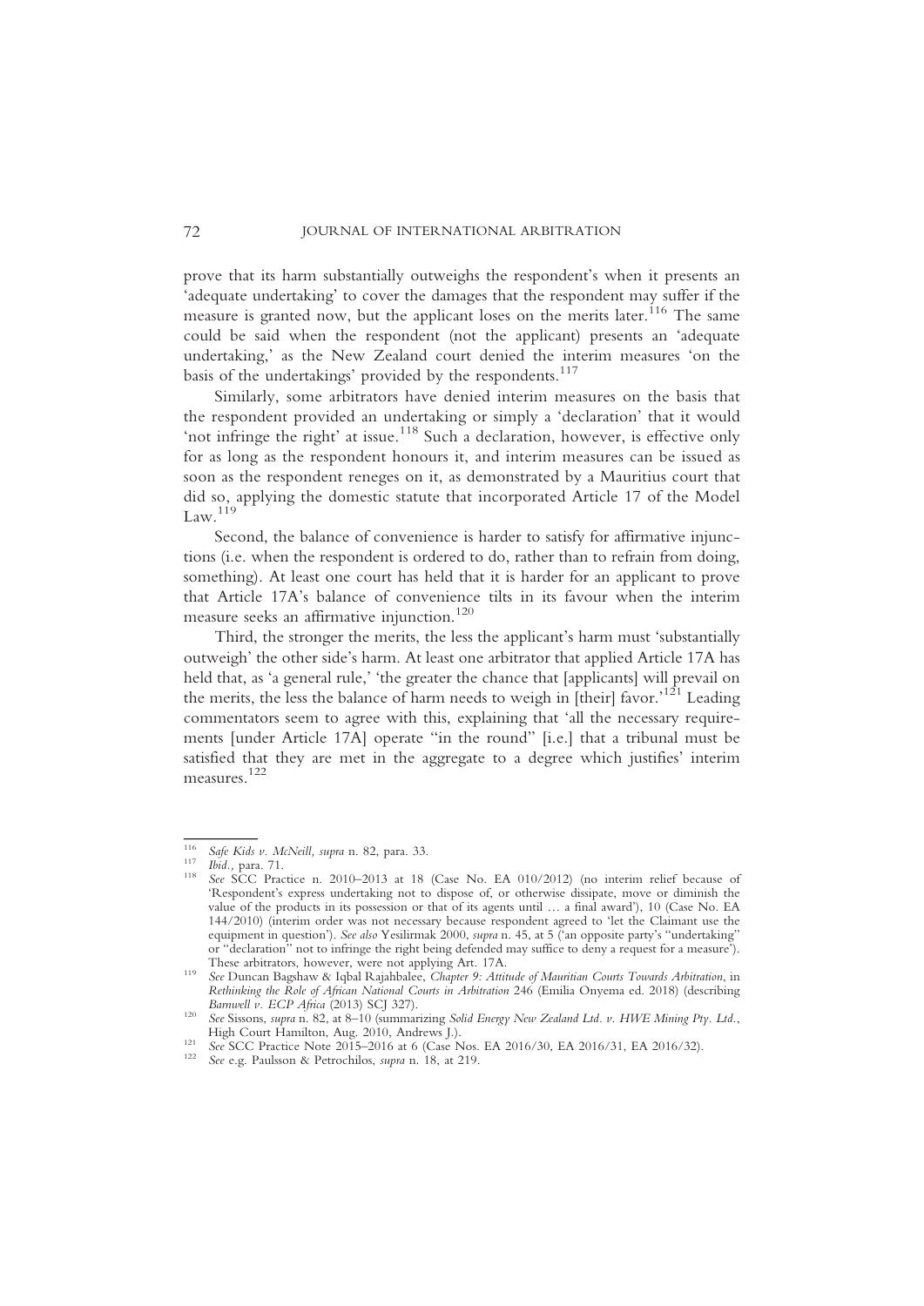prove that its harm substantially outweighs the respondent's when it presents an 'adequate undertaking' to cover the damages that the respondent may suffer if the measure is granted now, but the applicant loses on the merits later.[116] The same could be said when the respondent (not the applicant) presents an 'adequate undertaking,' as the New Zealand court denied the interim measures 'on the basis of the undertakings' provided by the respondents.[117]

Similarly, some arbitrators have denied interim measures on the basis that the respondent provided an undertaking or simply a 'declaration' that it would 'not infringe the right' at issue.[118] Such a declaration, however, is effective only for as long as the respondent honours it, and interim measures can be issued as soon as the respondent reneges on it, as demonstrated by a Mauritius court that did so, applying the domestic statute that incorporated Article 17 of the Model Law.[119]

Second, the balance of convenience is harder to satisfy for affirmative injunctions (i.e. when the respondent is ordered to do, rather than to refrain from doing, something). At least one court has held that it is harder for an applicant to prove that Article 17A's balance of convenience tilts in its favour when the interim measure seeks an affirmative injunction.[120]

Third, the stronger the merits, the less the applicant's harm must 'substantially outweigh' the other side's harm. At least one arbitrator that applied Article 17A has held that, as 'a general rule,' 'the greater the chance that [applicants] will prevail on the merits, the less the balance of harm needs to weigh in [their] favor.'[121] Leading commentators seem to agree with this, explaining that 'all the necessary requirements [under Article 17A] operate "in the round" [i.e.] that a tribunal must be satisfied that they are met in the aggregate to a degree which justifies' interim measures.[122]

---

[116] *Safe Kids v. McNeill*, *supra* n. 82, para. 33.

[117] *Ibid.*, para. 71.

[118] *See* SCC Practice n. 2010–2013 at 18 (Case No. EA 010/2012) (no interim relief because of 'Respondent's express undertaking not to dispose of, or otherwise dissipate, move or diminish the value of the products in its possession or that of its agents until … a final award'), 10 (Case No. EA 144/2010) (interim order was not necessary because respondent agreed to 'let the Claimant use the equipment in question'). *See also* Yesilirmak 2000, *supra* n. 45, at 5 ('an opposite party's "undertaking" or "declaration" not to infringe the right being defended may suffice to deny a request for a measure'). These arbitrators, however, were not applying Art. 17A.

[119] *See* Duncan Bagshaw & Iqbal Rajahbalee, *Chapter 9: Attitude of Mauritian Courts Towards Arbitration*, in *Rethinking the Role of African National Courts in Arbitration* 246 (Emilia Onyema ed. 2018) (describing *Barnwell v. ECP Africa* (2013) SCJ 327).

[120] *See* Sissons, *supra* n. 82, at 8–10 (summarizing *Solid Energy New Zealand Ltd. v. HWE Mining Pty. Ltd.*, High Court Hamilton, Aug. 2010, Andrews J.).

[121] *See* SCC Practice Note 2015–2016 at 6 (Case Nos. EA 2016/30, EA 2016/31, EA 2016/32).

[122] *See* e.g. Paulsson & Petrochilos, *supra* n. 18, at 219.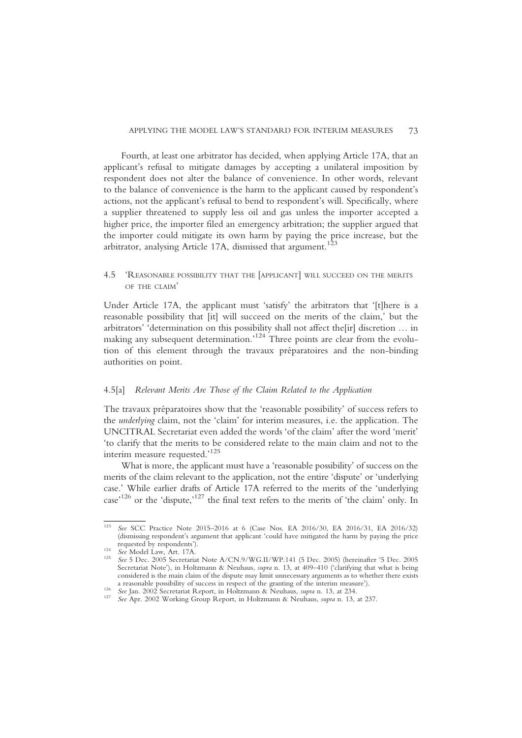Fourth, at least one arbitrator has decided, when applying Article 17A, that an applicant's refusal to mitigate damages by accepting a unilateral imposition by respondent does not alter the balance of convenience. In other words, relevant to the balance of convenience is the harm to the applicant caused by respondent's actions, not the applicant's refusal to bend to respondent's will. Specifically, where a supplier threatened to supply less oil and gas unless the importer accepted a higher price, the importer filed an emergency arbitration; the supplier argued that the importer could mitigate its own harm by paying the price increase, but the arbitrator, analysing Article 17A, dismissed that argument.[123]

### 4.5 'Reasonable possibility that the [applicant] will succeed on the merits of the claim'

Under Article 17A, the applicant must 'satisfy' the arbitrators that '[t]here is a reasonable possibility that [it] will succeed on the merits of the claim,' but the arbitrators' 'determination on this possibility shall not affect the[ir] discretion … in making any subsequent determination.'[124] Three points are clear from the evolution of this element through the travaux préparatoires and the non-binding authorities on point.

#### 4.5[a] *Relevant Merits Are Those of the Claim Related to the Application*

The travaux préparatoires show that the 'reasonable possibility' of success refers to the *underlying* claim, not the 'claim' for interim measures, i.e. the application. The UNCITRAL Secretariat even added the words 'of the claim' after the word 'merit' 'to clarify that the merits to be considered relate to the main claim and not to the interim measure requested.'[125]

What is more, the applicant must have a 'reasonable possibility' of success on the merits of the claim relevant to the application, not the entire 'dispute' or 'underlying case.' While earlier drafts of Article 17A referred to the merits of the 'underlying case'[126] or the 'dispute,'[127] the final text refers to the merits of 'the claim' only. In

---

[123] *See* SCC Practice Note 2015–2016 at 6 (Case Nos. EA 2016/30, EA 2016/31, EA 2016/32) (dismissing respondent's argument that applicant 'could have mitigated the harm by paying the price requested by respondents').

[124] *See* Model Law, Art. 17A.

[125] *See* 5 Dec. 2005 Secretariat Note A/CN.9/WG.II/WP.141 (5 Dec. 2005) (hereinafter '5 Dec. 2005 Secretariat Note'), in Holtzmann & Neuhaus, *supra* n. 13, at 409–410 ('clarifying that what is being considered is the main claim of the dispute may limit unnecessary arguments as to whether there exists a reasonable possibility of success in respect of the granting of the interim measure').

[126] *See* Jan. 2002 Secretariat Report, in Holtzmann & Neuhaus, *supra* n. 13, at 234.

[127] *See* Apr. 2002 Working Group Report, in Holtzmann & Neuhaus, *supra* n. 13, at 237.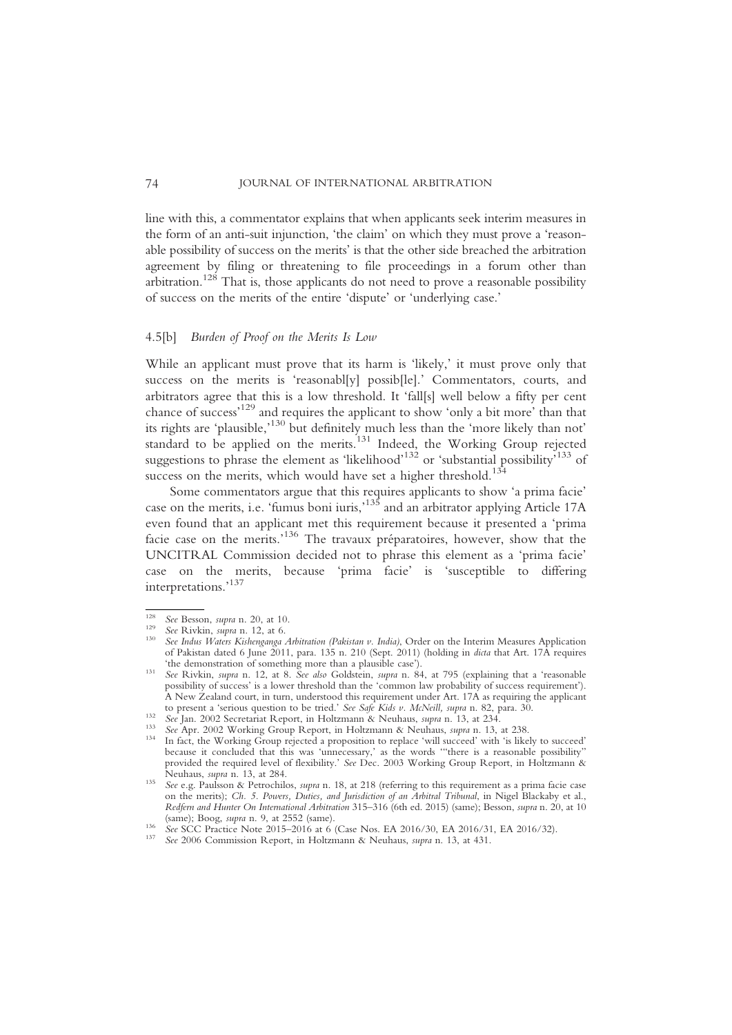line with this, a commentator explains that when applicants seek interim measures in the form of an anti-suit injunction, 'the claim' on which they must prove a 'reasonable possibility of success on the merits' is that the other side breached the arbitration agreement by filing or threatening to file proceedings in a forum other than arbitration.[128] That is, those applicants do not need to prove a reasonable possibility of success on the merits of the entire 'dispute' or 'underlying case.'

#### 4.5[b] *Burden of Proof on the Merits Is Low*

While an applicant must prove that its harm is 'likely,' it must prove only that success on the merits is 'reasonabl[y] possib[le].' Commentators, courts, and arbitrators agree that this is a low threshold. It 'fall[s] well below a fifty per cent chance of success'[129] and requires the applicant to show 'only a bit more' than that its rights are 'plausible,'[130] but definitely much less than the 'more likely than not' standard to be applied on the merits.[131] Indeed, the Working Group rejected suggestions to phrase the element as 'likelihood'[132] or 'substantial possibility'[133] of success on the merits, which would have set a higher threshold.[134]

Some commentators argue that this requires applicants to show 'a prima facie' case on the merits, i.e. 'fumus boni iuris,'[135] and an arbitrator applying Article 17A even found that an applicant met this requirement because it presented a 'prima facie case on the merits.'[136] The travaux préparatoires, however, show that the UNCITRAL Commission decided not to phrase this element as a 'prima facie' case on the merits, because 'prima facie' is 'susceptible to differing interpretations.'[137]

---

[128] *See* Besson, *supra* n. 20, at 10.

[129] *See* Rivkin, *supra* n. 12, at 6.

[130] *See Indus Waters Kishenganga Arbitration (Pakistan v. India)*, Order on the Interim Measures Application of Pakistan dated 6 June 2011, para. 135 n. 210 (Sept. 2011) (holding in *dicta* that Art. 17A requires 'the demonstration of something more than a plausible case').

[131] *See* Rivkin, *supra* n. 12, at 8. *See also* Goldstein, *supra* n. 84, at 795 (explaining that a 'reasonable possibility of success' is a lower threshold than the 'common law probability of success requirement'). A New Zealand court, in turn, understood this requirement under Art. 17A as requiring the applicant to present a 'serious question to be tried.' *See Safe Kids v. McNeill, supra* n. 82, para. 30.

[132] *See* Jan. 2002 Secretariat Report, in Holtzmann & Neuhaus, *supra* n. 13, at 234.

[133] *See* Apr. 2002 Working Group Report, in Holtzmann & Neuhaus, *supra* n. 13, at 238.

[134] In fact, the Working Group rejected a proposition to replace 'will succeed' with 'is likely to succeed' because it concluded that this was 'unnecessary,' as the words '"there is a reasonable possibility" provided the required level of flexibility.' *See* Dec. 2003 Working Group Report, in Holtzmann & Neuhaus, *supra* n. 13, at 284.

[135] *See* e.g. Paulsson & Petrochilos, *supra* n. 18, at 218 (referring to this requirement as a prima facie case on the merits); *Ch. 5. Powers, Duties, and Jurisdiction of an Arbitral Tribunal*, in Nigel Blackaby et al., *Redfern and Hunter On International Arbitration* 315–316 (6th ed. 2015) (same); Besson, *supra* n. 20, at 10 (same); Boog, *supra* n. 9, at 2552 (same).

[136] *See* SCC Practice Note 2015–2016 at 6 (Case Nos. EA 2016/30, EA 2016/31, EA 2016/32).

[137] *See* 2006 Commission Report, in Holtzmann & Neuhaus, *supra* n. 13, at 431.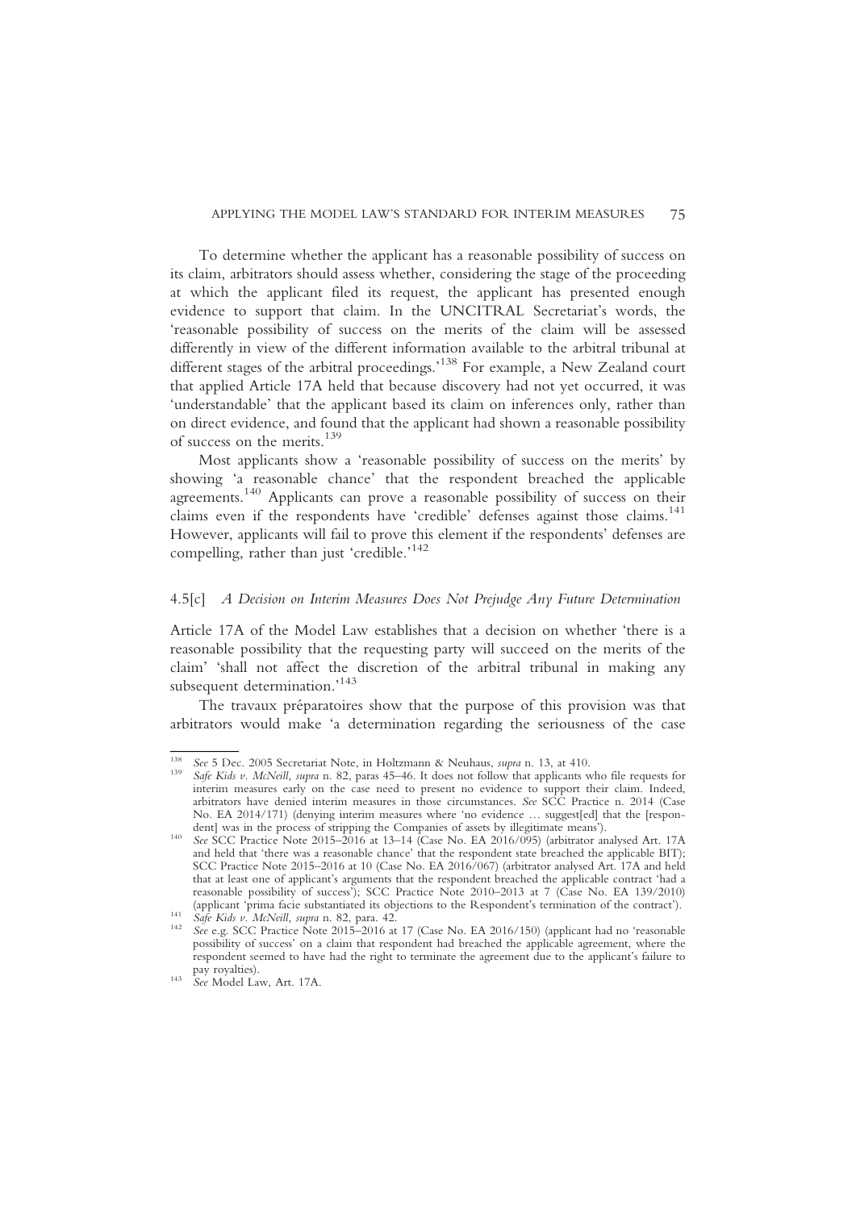To determine whether the applicant has a reasonable possibility of success on its claim, arbitrators should assess whether, considering the stage of the proceeding at which the applicant filed its request, the applicant has presented enough evidence to support that claim. In the UNCITRAL Secretariat's words, the 'reasonable possibility of success on the merits of the claim will be assessed differently in view of the different information available to the arbitral tribunal at different stages of the arbitral proceedings.'[138] For example, a New Zealand court that applied Article 17A held that because discovery had not yet occurred, it was 'understandable' that the applicant based its claim on inferences only, rather than on direct evidence, and found that the applicant had shown a reasonable possibility of success on the merits.[139]

Most applicants show a 'reasonable possibility of success on the merits' by showing 'a reasonable chance' that the respondent breached the applicable agreements.[140] Applicants can prove a reasonable possibility of success on their claims even if the respondents have 'credible' defenses against those claims.[141] However, applicants will fail to prove this element if the respondents' defenses are compelling, rather than just 'credible.'[142]

### 4.5[c] *A Decision on Interim Measures Does Not Prejudge Any Future Determination*

Article 17A of the Model Law establishes that a decision on whether 'there is a reasonable possibility that the requesting party will succeed on the merits of the claim' 'shall not affect the discretion of the arbitral tribunal in making any subsequent determination.'[143]

The travaux préparatoires show that the purpose of this provision was that arbitrators would make 'a determination regarding the seriousness of the case

---

[138] *See* 5 Dec. 2005 Secretariat Note, in Holtzmann & Neuhaus, *supra* n. 13, at 410.

[139] *Safe Kids v. McNeill, supra* n. 82, paras 45–46. It does not follow that applicants who file requests for interim measures early on the case need to present no evidence to support their claim. Indeed, arbitrators have denied interim measures in those circumstances. *See* SCC Practice n. 2014 (Case No. EA 2014/171) (denying interim measures where 'no evidence … suggest[ed] that the [respondent] was in the process of stripping the Companies of assets by illegitimate means').

[140] *See* SCC Practice Note 2015–2016 at 13–14 (Case No. EA 2016/095) (arbitrator analysed Art. 17A and held that 'there was a reasonable chance' that the respondent state breached the applicable BIT); SCC Practice Note 2015–2016 at 10 (Case No. EA 2016/067) (arbitrator analysed Art. 17A and held that at least one of applicant's arguments that the respondent breached the applicable contract 'had a reasonable possibility of success'); SCC Practice Note 2010–2013 at 7 (Case No. EA 139/2010) (applicant 'prima facie substantiated its objections to the Respondent's termination of the contract').

[141] *Safe Kids v. McNeill, supra* n. 82, para. 42.

[142] *See* e.g. SCC Practice Note 2015–2016 at 17 (Case No. EA 2016/150) (applicant had no 'reasonable possibility of success' on a claim that respondent had breached the applicable agreement, where the respondent seemed to have had the right to terminate the agreement due to the applicant's failure to pay royalties).

[143] *See* Model Law, Art. 17A.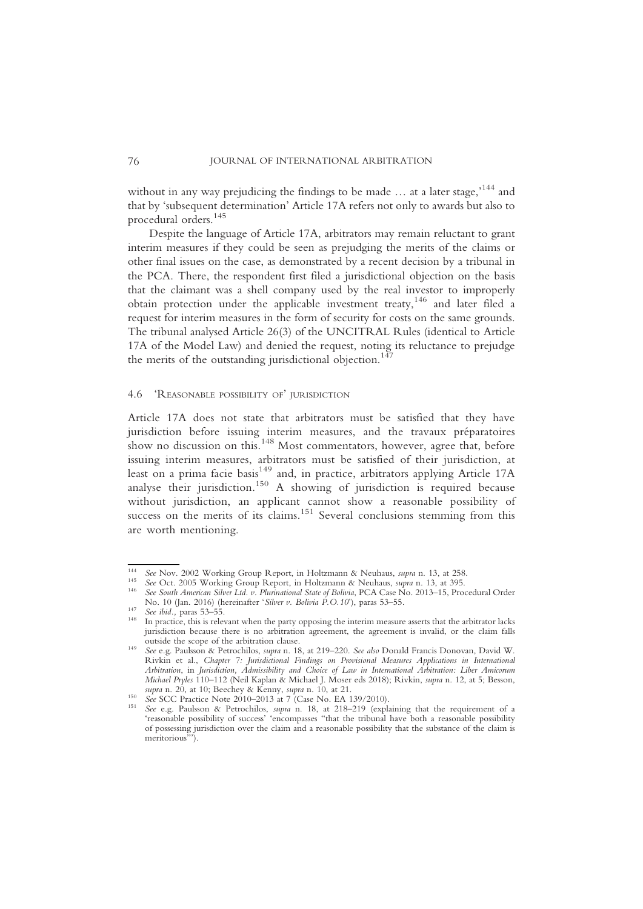without in any way prejudicing the findings to be made … at a later stage,'[144] and that by 'subsequent determination' Article 17A refers not only to awards but also to procedural orders.[145]

Despite the language of Article 17A, arbitrators may remain reluctant to grant interim measures if they could be seen as prejudging the merits of the claims or other final issues on the case, as demonstrated by a recent decision by a tribunal in the PCA. There, the respondent first filed a jurisdictional objection on the basis that the claimant was a shell company used by the real investor to improperly obtain protection under the applicable investment treaty,[146] and later filed a request for interim measures in the form of security for costs on the same grounds. The tribunal analysed Article 26(3) of the UNCITRAL Rules (identical to Article 17A of the Model Law) and denied the request, noting its reluctance to prejudge the merits of the outstanding jurisdictional objection.[147]

### 4.6 'Reasonable possibility of' jurisdiction

Article 17A does not state that arbitrators must be satisfied that they have jurisdiction before issuing interim measures, and the travaux préparatoires show no discussion on this.[148] Most commentators, however, agree that, before issuing interim measures, arbitrators must be satisfied of their jurisdiction, at least on a prima facie basis[149] and, in practice, arbitrators applying Article 17A analyse their jurisdiction.[150] A showing of jurisdiction is required because without jurisdiction, an applicant cannot show a reasonable possibility of success on the merits of its claims.[151] Several conclusions stemming from this are worth mentioning.

---

[144] *See* Nov. 2002 Working Group Report, in Holtzmann & Neuhaus, *supra* n. 13, at 258.

[145] *See* Oct. 2005 Working Group Report, in Holtzmann & Neuhaus, *supra* n. 13, at 395.

[146] *See South American Silver Ltd. v. Plurinational State of Bolivia*, PCA Case No. 2013–15, Procedural Order No. 10 (Jan. 2016) (hereinafter '*Silver v. Bolivia P.O.10*'), paras 53–55.

[147] *See ibid.*, paras 53–55.

[148] In practice, this is relevant when the party opposing the interim measure asserts that the arbitrator lacks jurisdiction because there is no arbitration agreement, the agreement is invalid, or the claim falls outside the scope of the arbitration clause.

[149] *See* e.g. Paulsson & Petrochilos, *supra* n. 18, at 219–220. *See also* Donald Francis Donovan, David W. Rivkin et al., *Chapter 7: Jurisdictional Findings on Provisional Measures Applications in International Arbitration*, in *Jurisdiction, Admissibility and Choice of Law in International Arbitration: Liber Amicorum Michael Pryles* 110–112 (Neil Kaplan & Michael J. Moser eds 2018); Rivkin, *supra* n. 12, at 5; Besson, *supra* n. 20, at 10; Beechey & Kenny, *supra* n. 10, at 21.

[150] *See* SCC Practice Note 2010–2013 at 7 (Case No. EA 139/2010).

[151] *See* e.g. Paulsson & Petrochilos, *supra* n. 18, at 218–219 (explaining that the requirement of a 'reasonable possibility of success' 'encompasses "that the tribunal have both a reasonable possibility of possessing jurisdiction over the claim and a reasonable possibility that the substance of the claim is meritorious"').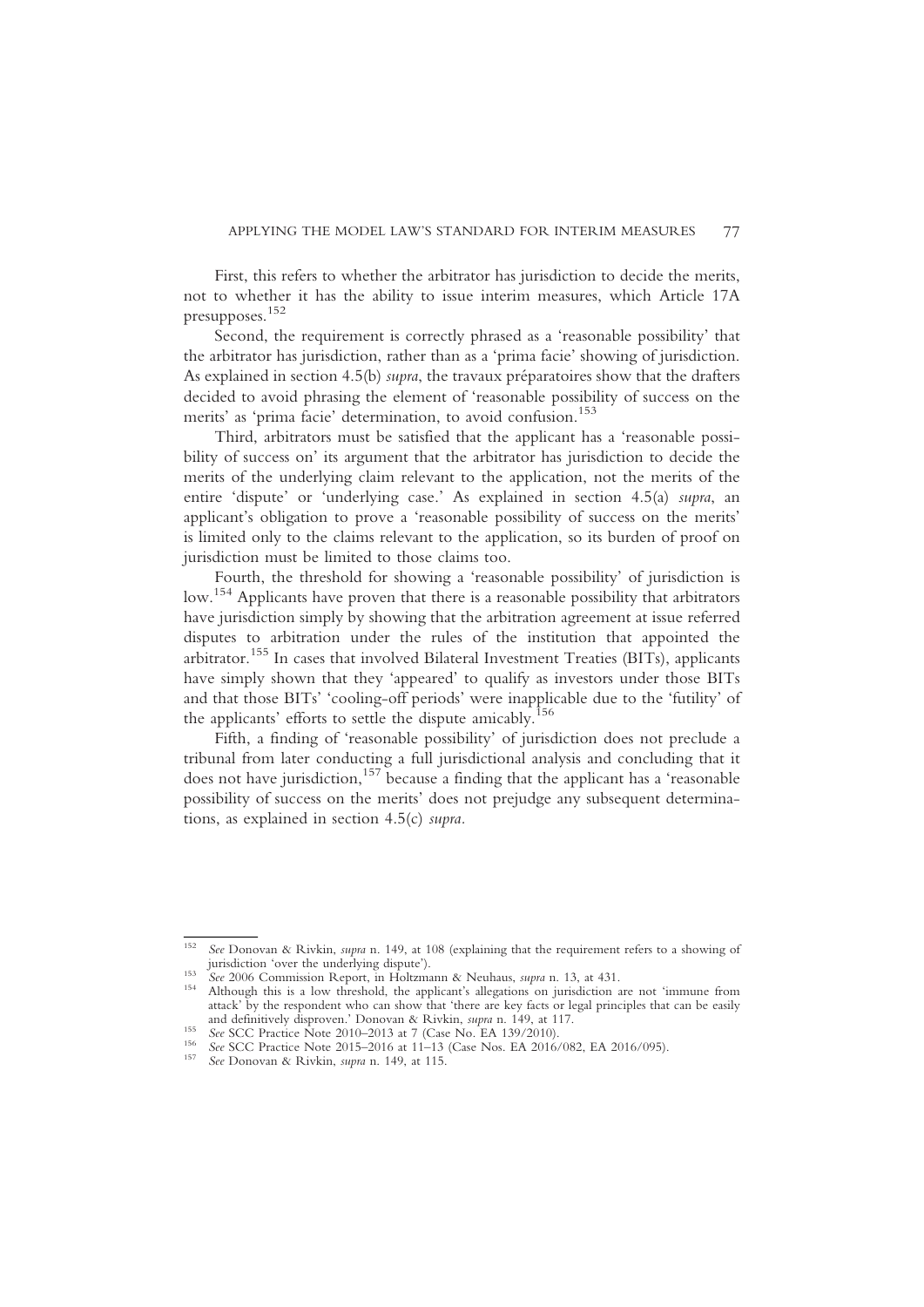First, this refers to whether the arbitrator has jurisdiction to decide the merits, not to whether it has the ability to issue interim measures, which Article 17A presupposes.[152]

Second, the requirement is correctly phrased as a 'reasonable possibility' that the arbitrator has jurisdiction, rather than as a 'prima facie' showing of jurisdiction. As explained in section 4.5(b) *supra*, the travaux préparatoires show that the drafters decided to avoid phrasing the element of 'reasonable possibility of success on the merits' as 'prima facie' determination, to avoid confusion.[153]

Third, arbitrators must be satisfied that the applicant has a 'reasonable possibility of success on' its argument that the arbitrator has jurisdiction to decide the merits of the underlying claim relevant to the application, not the merits of the entire 'dispute' or 'underlying case.' As explained in section 4.5(a) *supra*, an applicant's obligation to prove a 'reasonable possibility of success on the merits' is limited only to the claims relevant to the application, so its burden of proof on jurisdiction must be limited to those claims too.

Fourth, the threshold for showing a 'reasonable possibility' of jurisdiction is low.[154] Applicants have proven that there is a reasonable possibility that arbitrators have jurisdiction simply by showing that the arbitration agreement at issue referred disputes to arbitration under the rules of the institution that appointed the arbitrator.[155] In cases that involved Bilateral Investment Treaties (BITs), applicants have simply shown that they 'appeared' to qualify as investors under those BITs and that those BITs' 'cooling-off periods' were inapplicable due to the 'futility' of the applicants' efforts to settle the dispute amicably.[156]

Fifth, a finding of 'reasonable possibility' of jurisdiction does not preclude a tribunal from later conducting a full jurisdictional analysis and concluding that it does not have jurisdiction,[157] because a finding that the applicant has a 'reasonable possibility of success on the merits' does not prejudge any subsequent determinations, as explained in section 4.5(c) *supra*.

---

[152] *See* Donovan & Rivkin, *supra* n. 149, at 108 (explaining that the requirement refers to a showing of jurisdiction 'over the underlying dispute').

[153] *See* 2006 Commission Report, in Holtzmann & Neuhaus, *supra* n. 13, at 431.

[154] Although this is a low threshold, the applicant's allegations on jurisdiction are not 'immune from attack' by the respondent who can show that 'there are key facts or legal principles that can be easily and definitively disproven.' Donovan & Rivkin, *supra* n. 149, at 117.

[155] *See* SCC Practice Note 2010–2013 at 7 (Case No. EA 139/2010).

[156] *See* SCC Practice Note 2015–2016 at 11–13 (Case Nos. EA 2016/082, EA 2016/095).

[157] *See* Donovan & Rivkin, *supra* n. 149, at 115.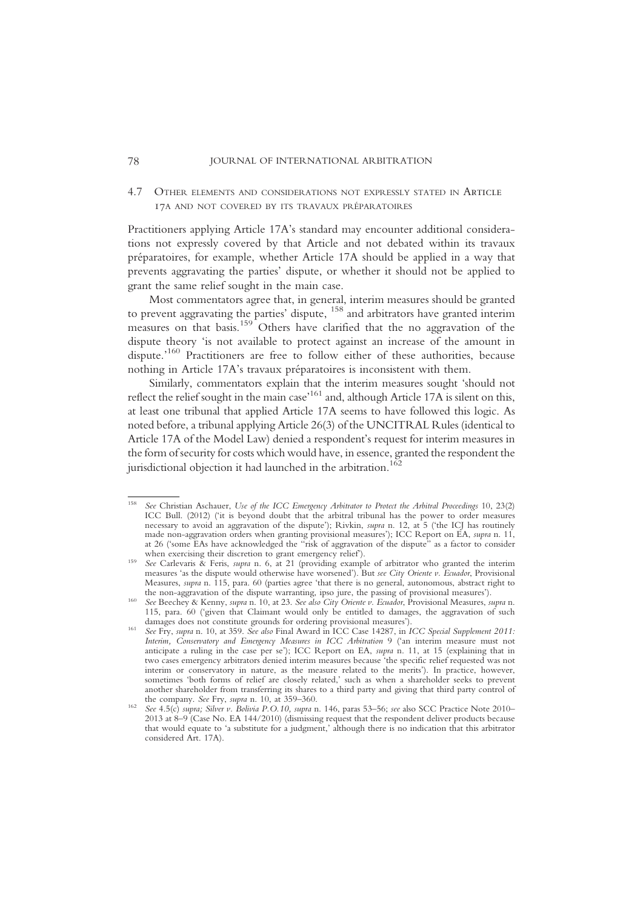### 4.7 Other elements and considerations not expressly stated in Article 17A and not covered by its travaux préparatoires

Practitioners applying Article 17A's standard may encounter additional considerations not expressly covered by that Article and not debated within its travaux préparatoires, for example, whether Article 17A should be applied in a way that prevents aggravating the parties' dispute, or whether it should not be applied to grant the same relief sought in the main case.

Most commentators agree that, in general, interim measures should be granted to prevent aggravating the parties' dispute, [158] and arbitrators have granted interim measures on that basis.[159] Others have clarified that the no aggravation of the dispute theory 'is not available to protect against an increase of the amount in dispute.'[160] Practitioners are free to follow either of these authorities, because nothing in Article 17A's travaux préparatoires is inconsistent with them.

Similarly, commentators explain that the interim measures sought 'should not reflect the relief sought in the main case'[161] and, although Article 17A is silent on this, at least one tribunal that applied Article 17A seems to have followed this logic. As noted before, a tribunal applying Article 26(3) of the UNCITRAL Rules (identical to Article 17A of the Model Law) denied a respondent's request for interim measures in the form of security for costs which would have, in essence, granted the respondent the jurisdictional objection it had launched in the arbitration.[162]

---

[158] *See* Christian Aschauer, *Use of the ICC Emergency Arbitrator to Protect the Arbitral Proceedings* 10, 23(2) ICC Bull. (2012) ('it is beyond doubt that the arbitral tribunal has the power to order measures necessary to avoid an aggravation of the dispute'); Rivkin, *supra* n. 12, at 5 ('the ICJ has routinely made non-aggravation orders when granting provisional measures'); ICC Report on EA, *supra* n. 11, at 26 ('some EAs have acknowledged the "risk of aggravation of the dispute" as a factor to consider when exercising their discretion to grant emergency relief').

[159] *See* Carlevaris & Feris, *supra* n. 6, at 21 (providing example of arbitrator who granted the interim measures 'as the dispute would otherwise have worsened'). But *see City Oriente v. Ecuador*, Provisional Measures, *supra* n. 115, para. 60 (parties agree 'that there is no general, autonomous, abstract right to the non-aggravation of the dispute warranting, ipso jure, the passing of provisional measures').

[160] *See* Beechey & Kenny, *supra* n. 10, at 23. *See also City Oriente v. Ecuador*, Provisional Measures, *supra* n. 115, para. 60 ('given that Claimant would only be entitled to damages, the aggravation of such damages does not constitute grounds for ordering provisional measures').

[161] *See* Fry, *supra* n. 10, at 359. *See also* Final Award in ICC Case 14287, in *ICC Special Supplement 2011: Interim, Conservatory and Emergency Measures in ICC Arbitration* 9 ('an interim measure must not anticipate a ruling in the case per se'); ICC Report on EA, *supra* n. 11, at 15 (explaining that in two cases emergency arbitrators denied interim measures because 'the specific relief requested was not interim or conservatory in nature, as the measure related to the merits'). In practice, however, sometimes 'both forms of relief are closely related,' such as when a shareholder seeks to prevent another shareholder from transferring its shares to a third party and giving that third party control of the company. *See* Fry, *supra* n. 10, at 359–360.

[162] *See* 4.5(c) *supra; Silver v. Bolivia P.O.10, supra* n. 146, paras 53–56; *see* also SCC Practice Note 2010–2013 at 8–9 (Case No. EA 144/2010) (dismissing request that the respondent deliver products because that would equate to 'a substitute for a judgment,' although there is no indication that this arbitrator considered Art. 17A).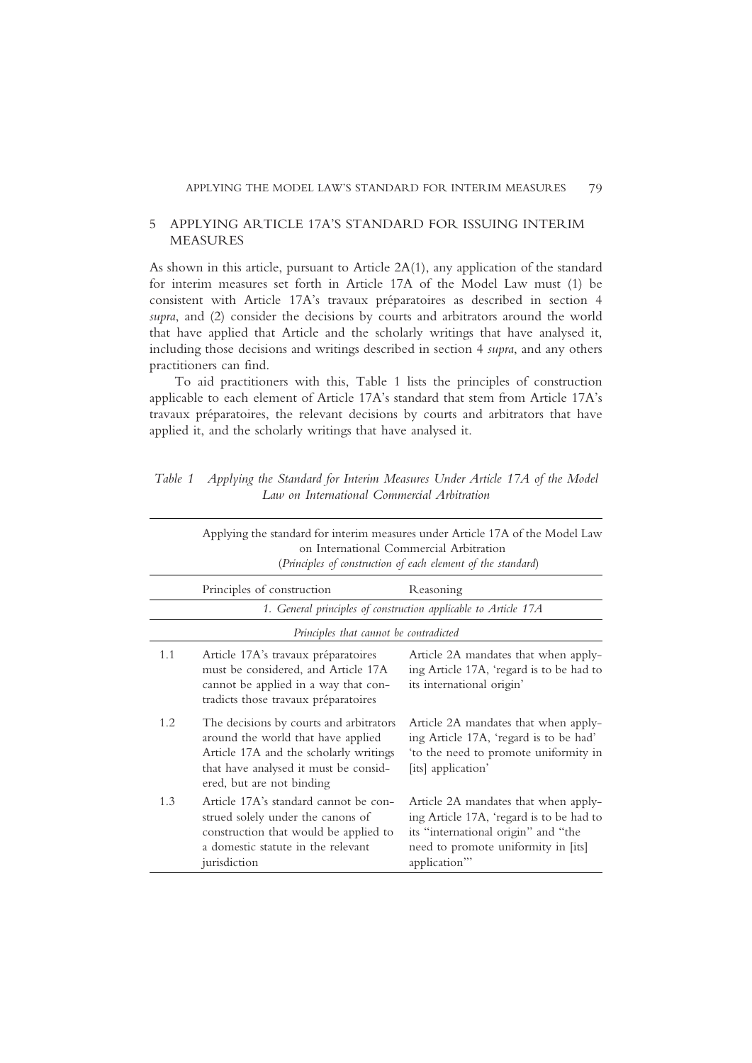## 5 APPLYING ARTICLE 17A'S STANDARD FOR ISSUING INTERIM MEASURES

As shown in this article, pursuant to Article 2A(1), any application of the standard for interim measures set forth in Article 17A of the Model Law must (1) be consistent with Article 17A's travaux préparatoires as described in section 4 *supra*, and (2) consider the decisions by courts and arbitrators around the world that have applied that Article and the scholarly writings that have analysed it, including those decisions and writings described in section 4 *supra*, and any others practitioners can find.

To aid practitioners with this, Table 1 lists the principles of construction applicable to each element of Article 17A's standard that stem from Article 17A's travaux préparatoires, the relevant decisions by courts and arbitrators that have applied it, and the scholarly writings that have analysed it.

*Table 1 Applying the Standard for Interim Measures Under Article 17A of the Model Law on International Commercial Arbitration*

| | Applying the standard for interim measures under Article 17A of the Model Law on International Commercial Arbitration (*Principles of construction of each element of the standard*) | |
|---|---|---|
| | Principles of construction | Reasoning |
| | *1. General principles of construction applicable to Article 17A* | |
| | *Principles that cannot be contradicted* | |
| 1.1 | Article 17A's travaux préparatoires must be considered, and Article 17A cannot be applied in a way that contradicts those travaux préparatoires | Article 2A mandates that when applying Article 17A, 'regard is to be had to its international origin' |
| 1.2 | The decisions by courts and arbitrators around the world that have applied Article 17A and the scholarly writings that have analysed it must be considered, but are not binding | Article 2A mandates that when applying Article 17A, 'regard is to be had' 'to the need to promote uniformity in [its] application' |
| 1.3 | Article 17A's standard cannot be construed solely under the canons of construction that would be applied to a domestic statute in the relevant jurisdiction | Article 2A mandates that when applying Article 17A, 'regard is to be had to its "international origin" and "the need to promote uniformity in [its] application"' |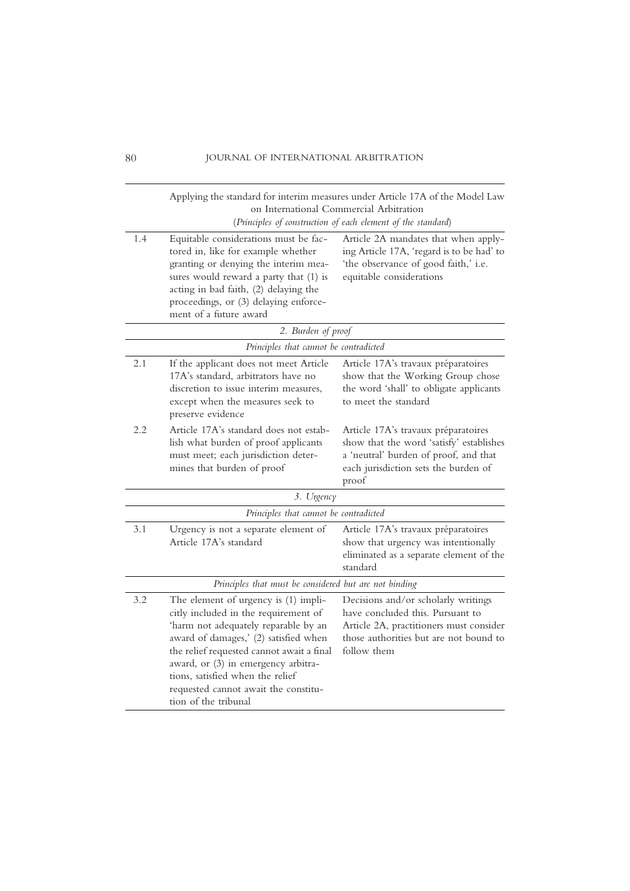| | Applying the standard for interim measures under Article 17A of the Model Law on International Commercial Arbitration (*Principles of construction of each element of the standard*) | |
|---|---|---|
| 1.4 | Equitable considerations must be factored in, like for example whether granting or denying the interim measures would reward a party that (1) is acting in bad faith, (2) delaying the proceedings, or (3) delaying enforcement of a future award | Article 2A mandates that when applying Article 17A, 'regard is to be had' to 'the observance of good faith,' i.e. equitable considerations |
| | *2. Burden of proof* | |
| | *Principles that cannot be contradicted* | |
| 2.1 | If the applicant does not meet Article 17A's standard, arbitrators have no discretion to issue interim measures, except when the measures seek to preserve evidence | Article 17A's travaux préparatoires show that the Working Group chose the word 'shall' to obligate applicants to meet the standard |
| 2.2 | Article 17A's standard does not establish what burden of proof applicants must meet; each jurisdiction determines that burden of proof | Article 17A's travaux préparatoires show that the word 'satisfy' establishes a 'neutral' burden of proof, and that each jurisdiction sets the burden of proof |
| | *3. Urgency* | |
| | *Principles that cannot be contradicted* | |
| 3.1 | Urgency is not a separate element of Article 17A's standard | Article 17A's travaux préparatoires show that urgency was intentionally eliminated as a separate element of the standard |
| | *Principles that must be considered but are not binding* | |
| 3.2 | The element of urgency is (1) implicitly included in the requirement of 'harm not adequately reparable by an award of damages,' (2) satisfied when the relief requested cannot await a final award, or (3) in emergency arbitrations, satisfied when the relief requested cannot await the constitution of the tribunal | Decisions and/or scholarly writings have concluded this. Pursuant to Article 2A, practitioners must consider those authorities but are not bound to follow them |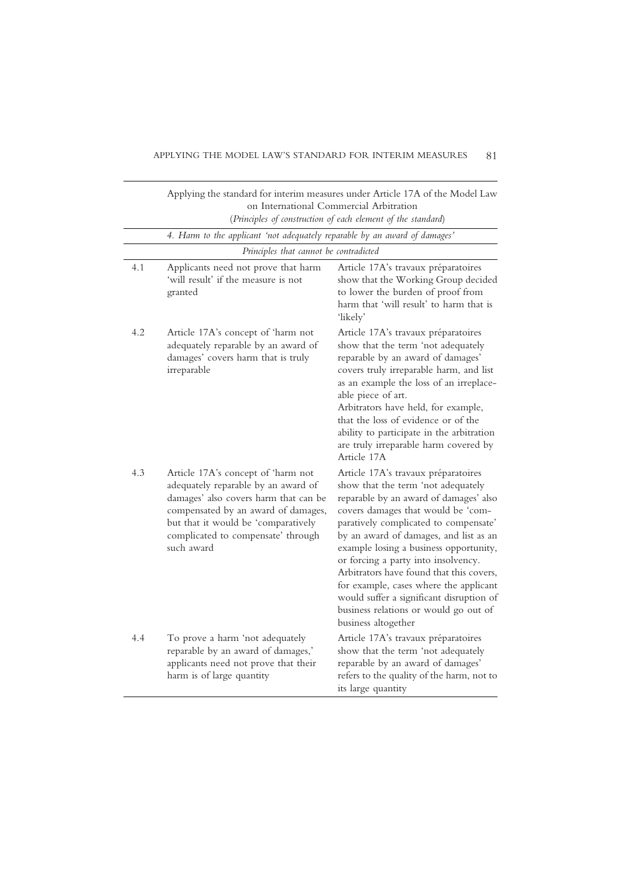| | Applying the standard for interim measures under Article 17A of the Model Law on International Commercial Arbitration *(Principles of construction of each element of the standard)* | |
|---|---|---|
| | *4. Harm to the applicant 'not adequately reparable by an award of damages'* | |
| | *Principles that cannot be contradicted* | |
| 4.1 | Applicants need not prove that harm 'will result' if the measure is not granted | Article 17A's travaux préparatoires show that the Working Group decided to lower the burden of proof from harm that 'will result' to harm that is 'likely' |
| 4.2 | Article 17A's concept of 'harm not adequately reparable by an award of damages' covers harm that is truly irreparable | Article 17A's travaux préparatoires show that the term 'not adequately reparable by an award of damages' covers truly irreparable harm, and list as an example the loss of an irreplaceable piece of art. Arbitrators have held, for example, that the loss of evidence or of the ability to participate in the arbitration are truly irreparable harm covered by Article 17A |
| 4.3 | Article 17A's concept of 'harm not adequately reparable by an award of damages' also covers harm that can be compensated by an award of damages, but that it would be 'comparatively complicated to compensate' through such award | Article 17A's travaux préparatoires show that the term 'not adequately reparable by an award of damages' also covers damages that would be 'comparatively complicated to compensate' by an award of damages, and list as an example losing a business opportunity, or forcing a party into insolvency. Arbitrators have found that this covers, for example, cases where the applicant would suffer a significant disruption of business relations or would go out of business altogether |
| 4.4 | To prove a harm 'not adequately reparable by an award of damages,' applicants need not prove that their harm is of large quantity | Article 17A's travaux préparatoires show that the term 'not adequately reparable by an award of damages' refers to the quality of the harm, not to its large quantity |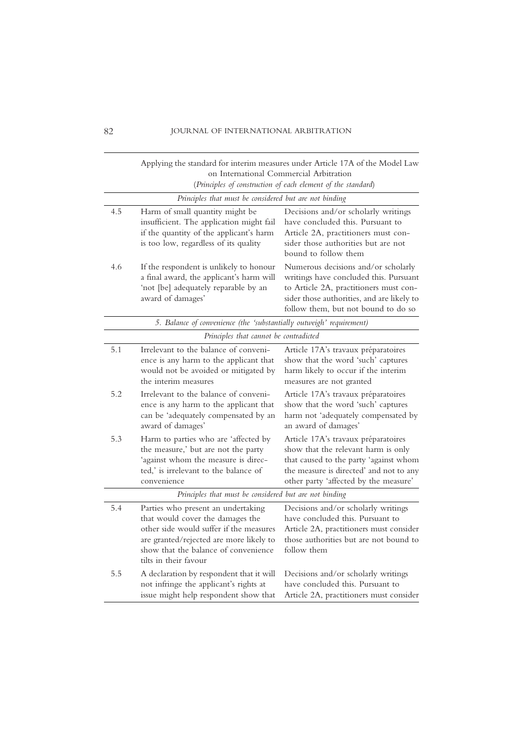| | Applying the standard for interim measures under Article 17A of the Model Law on International Commercial Arbitration (*Principles of construction of each element of the standard*) | |
|---|---|---|
| | *Principles that must be considered but are not binding* | |
| 4.5 | Harm of small quantity might be insufficient. The application might fail if the quantity of the applicant's harm is too low, regardless of its quality | Decisions and/or scholarly writings have concluded this. Pursuant to Article 2A, practitioners must consider those authorities but are not bound to follow them |
| 4.6 | If the respondent is unlikely to honour a final award, the applicant's harm will 'not [be] adequately reparable by an award of damages' | Numerous decisions and/or scholarly writings have concluded this. Pursuant to Article 2A, practitioners must consider those authorities, and are likely to follow them, but not bound to do so |
| | *5. Balance of convenience (the 'substantially outweigh' requirement)* | |
| | *Principles that cannot be contradicted* | |
| 5.1 | Irrelevant to the balance of convenience is any harm to the applicant that would not be avoided or mitigated by the interim measures | Article 17A's travaux préparatoires show that the word 'such' captures harm likely to occur if the interim measures are not granted |
| 5.2 | Irrelevant to the balance of convenience is any harm to the applicant that can be 'adequately compensated by an award of damages' | Article 17A's travaux préparatoires show that the word 'such' captures harm not 'adequately compensated by an award of damages' |
| 5.3 | Harm to parties who are 'affected by the measure,' but are not the party 'against whom the measure is directed,' is irrelevant to the balance of convenience | Article 17A's travaux préparatoires show that the relevant harm is only that caused to the party 'against whom the measure is directed' and not to any other party 'affected by the measure' |
| | *Principles that must be considered but are not binding* | |
| 5.4 | Parties who present an undertaking that would cover the damages the other side would suffer if the measures are granted/rejected are more likely to show that the balance of convenience tilts in their favour | Decisions and/or scholarly writings have concluded this. Pursuant to Article 2A, practitioners must consider those authorities but are not bound to follow them |
| 5.5 | A declaration by respondent that it will not infringe the applicant's rights at issue might help respondent show that | Decisions and/or scholarly writings have concluded this. Pursuant to Article 2A, practitioners must consider |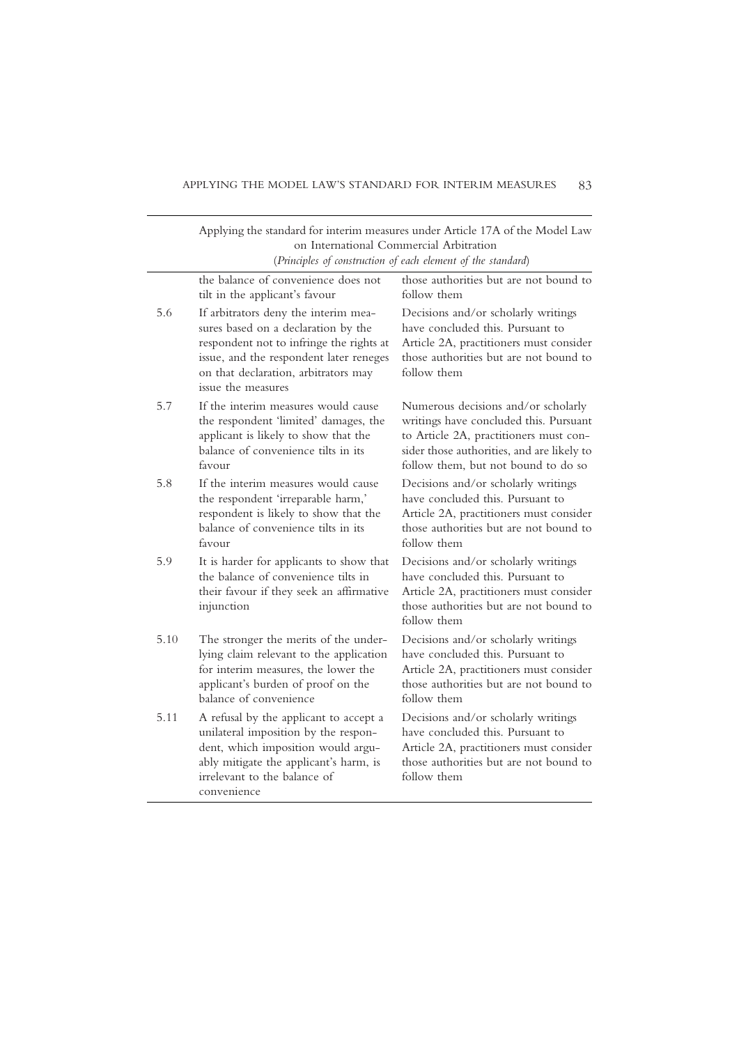| | Applying the standard for interim measures under Article 17A of the Model Law on International Commercial Arbitration (*Principles of construction of each element of the standard*) | |
|---|---|---|
| | the balance of convenience does not tilt in the applicant's favour | those authorities but are not bound to follow them |
| 5.6 | If arbitrators deny the interim measures based on a declaration by the respondent not to infringe the rights at issue, and the respondent later reneges on that declaration, arbitrators may issue the measures | Decisions and/or scholarly writings have concluded this. Pursuant to Article 2A, practitioners must consider those authorities but are not bound to follow them |
| 5.7 | If the interim measures would cause the respondent 'limited' damages, the applicant is likely to show that the balance of convenience tilts in its favour | Numerous decisions and/or scholarly writings have concluded this. Pursuant to Article 2A, practitioners must consider those authorities, and are likely to follow them, but not bound to do so |
| 5.8 | If the interim measures would cause the respondent 'irreparable harm,' respondent is likely to show that the balance of convenience tilts in its favour | Decisions and/or scholarly writings have concluded this. Pursuant to Article 2A, practitioners must consider those authorities but are not bound to follow them |
| 5.9 | It is harder for applicants to show that the balance of convenience tilts in their favour if they seek an affirmative injunction | Decisions and/or scholarly writings have concluded this. Pursuant to Article 2A, practitioners must consider those authorities but are not bound to follow them |
| 5.10 | The stronger the merits of the underlying claim relevant to the application for interim measures, the lower the applicant's burden of proof on the balance of convenience | Decisions and/or scholarly writings have concluded this. Pursuant to Article 2A, practitioners must consider those authorities but are not bound to follow them |
| 5.11 | A refusal by the applicant to accept a unilateral imposition by the respondent, which imposition would arguably mitigate the applicant's harm, is irrelevant to the balance of convenience | Decisions and/or scholarly writings have concluded this. Pursuant to Article 2A, practitioners must consider those authorities but are not bound to follow them |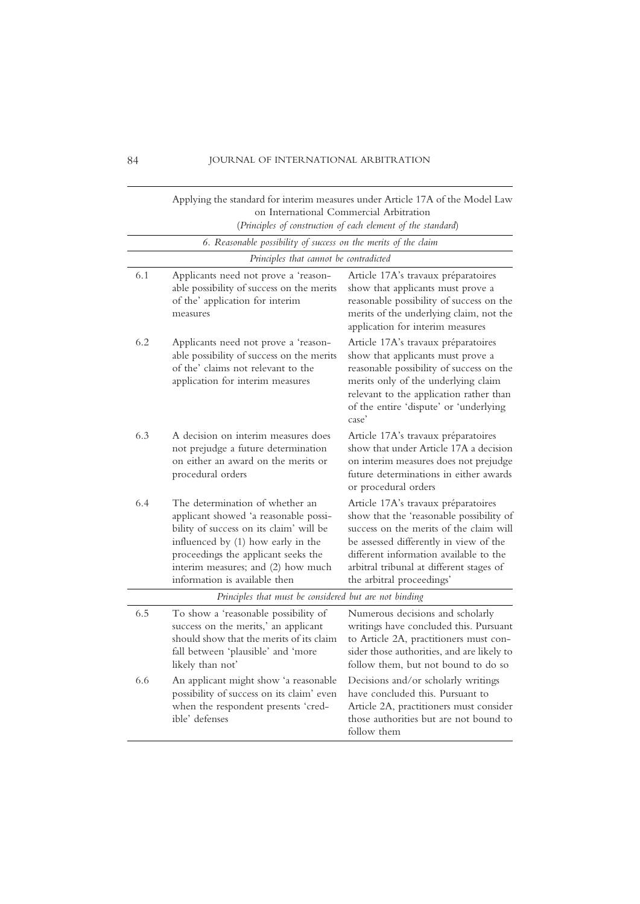| | Applying the standard for interim measures under Article 17A of the Model Law on International Commercial Arbitration (*Principles of construction of each element of the standard*) | |
|---|---|---|
| | *6. Reasonable possibility of success on the merits of the claim* | |
| | *Principles that cannot be contradicted* | |
| 6.1 | Applicants need not prove a 'reasonable possibility of success on the merits of the' application for interim measures | Article 17A's travaux préparatoires show that applicants must prove a reasonable possibility of success on the merits of the underlying claim, not the application for interim measures |
| 6.2 | Applicants need not prove a 'reasonable possibility of success on the merits of the' claims not relevant to the application for interim measures | Article 17A's travaux préparatoires show that applicants must prove a reasonable possibility of success on the merits only of the underlying claim relevant to the application rather than of the entire 'dispute' or 'underlying case' |
| 6.3 | A decision on interim measures does not prejudge a future determination on either an award on the merits or procedural orders | Article 17A's travaux préparatoires show that under Article 17A a decision on interim measures does not prejudge future determinations in either awards or procedural orders |
| 6.4 | The determination of whether an applicant showed 'a reasonable possibility of success on its claim' will be influenced by (1) how early in the proceedings the applicant seeks the interim measures; and (2) how much information is available then | Article 17A's travaux préparatoires show that the 'reasonable possibility of success on the merits of the claim will be assessed differently in view of the different information available to the arbitral tribunal at different stages of the arbitral proceedings' |
| | *Principles that must be considered but are not binding* | |
| 6.5 | To show a 'reasonable possibility of success on the merits,' an applicant should show that the merits of its claim fall between 'plausible' and 'more likely than not' | Numerous decisions and scholarly writings have concluded this. Pursuant to Article 2A, practitioners must consider those authorities, and are likely to follow them, but not bound to do so |
| 6.6 | An applicant might show 'a reasonable possibility of success on its claim' even when the respondent presents 'credible' defenses | Decisions and/or scholarly writings have concluded this. Pursuant to Article 2A, practitioners must consider those authorities but are not bound to follow them |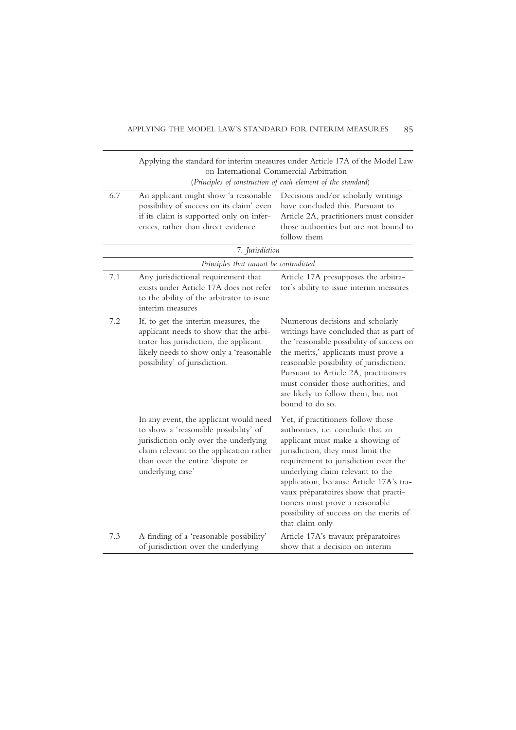| | Applying the standard for interim measures under Article 17A of the Model Law on International Commercial Arbitration<br>(*Principles of construction of each element of the standard*) | |
|---|---|---|
| 6.7 | An applicant might show 'a reasonable possibility of success on its claim' even if its claim is supported only on inferences, rather than direct evidence | Decisions and/or scholarly writings have concluded this. Pursuant to Article 2A, practitioners must consider those authorities but are not bound to follow them |
| | *7. Jurisdiction* | |
| | *Principles that cannot be contradicted* | |
| 7.1 | Any jurisdictional requirement that exists under Article 17A does not refer to the ability of the arbitrator to issue interim measures | Article 17A presupposes the arbitrator's ability to issue interim measures |
| 7.2 | If, to get the interim measures, the applicant needs to show that the arbitrator has jurisdiction, the applicant likely needs to show only a 'reasonable possibility' of jurisdiction. | Numerous decisions and scholarly writings have concluded that as part of the 'reasonable possibility of success on the merits,' applicants must prove a reasonable possibility of jurisdiction. Pursuant to Article 2A, practitioners must consider those authorities, and are likely to follow them, but not bound to do so. |
| | In any event, the applicant would need to show a 'reasonable possibility' of jurisdiction only over the underlying claim relevant to the application rather than over the entire 'dispute or underlying case' | Yet, if practitioners follow those authorities, i.e. conclude that an applicant must make a showing of jurisdiction, they must limit the requirement to jurisdiction over the underlying claim relevant to the application, because Article 17A's travaux préparatoires show that practitioners must prove a reasonable possibility of success on the merits of that claim only |
| 7.3 | A finding of a 'reasonable possibility' of jurisdiction over the underlying | Article 17A's travaux préparatoires show that a decision on interim |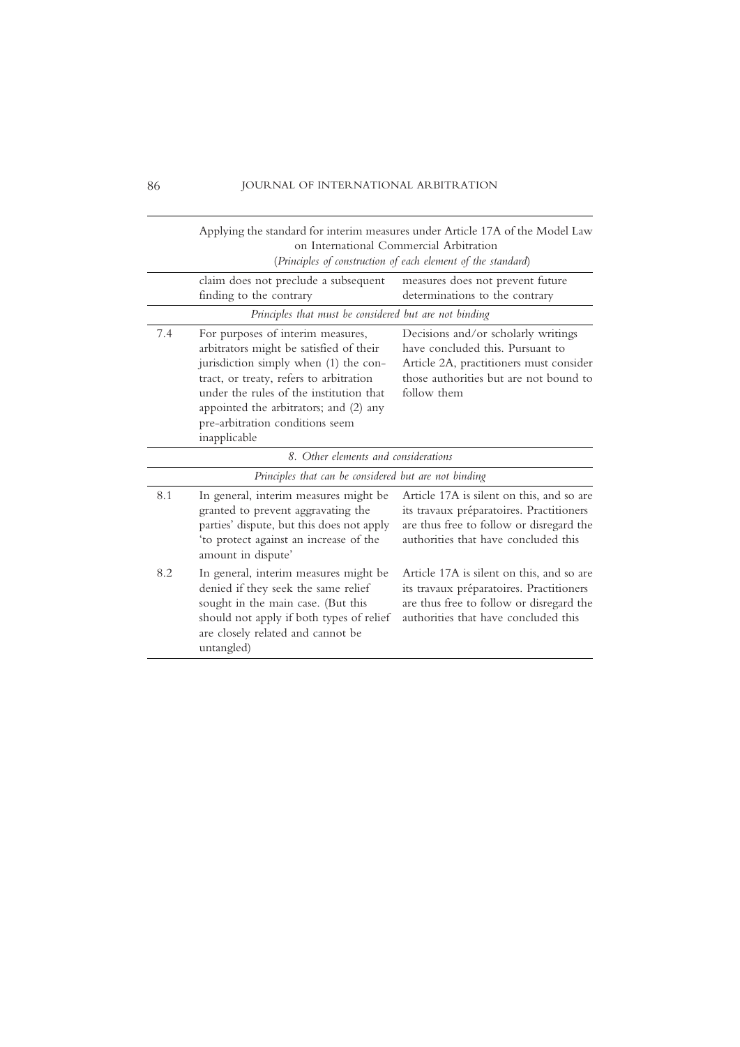| | Applying the standard for interim measures under Article 17A of the Model Law on International Commercial Arbitration (*Principles of construction of each element of the standard*) | |
|---|---|---|
| | claim does not preclude a subsequent finding to the contrary | measures does not prevent future determinations to the contrary |
| | *Principles that must be considered but are not binding* | |
| 7.4 | For purposes of interim measures, arbitrators might be satisfied of their jurisdiction simply when (1) the contract, or treaty, refers to arbitration under the rules of the institution that appointed the arbitrators; and (2) any pre-arbitration conditions seem inapplicable | Decisions and/or scholarly writings have concluded this. Pursuant to Article 2A, practitioners must consider those authorities but are not bound to follow them |
| | *8. Other elements and considerations* | |
| | *Principles that can be considered but are not binding* | |
| 8.1 | In general, interim measures might be granted to prevent aggravating the parties' dispute, but this does not apply 'to protect against an increase of the amount in dispute' | Article 17A is silent on this, and so are its travaux préparatoires. Practitioners are thus free to follow or disregard the authorities that have concluded this |
| 8.2 | In general, interim measures might be denied if they seek the same relief sought in the main case. (But this should not apply if both types of relief are closely related and cannot be untangled) | Article 17A is silent on this, and so are its travaux préparatoires. Practitioners are thus free to follow or disregard the authorities that have concluded this |